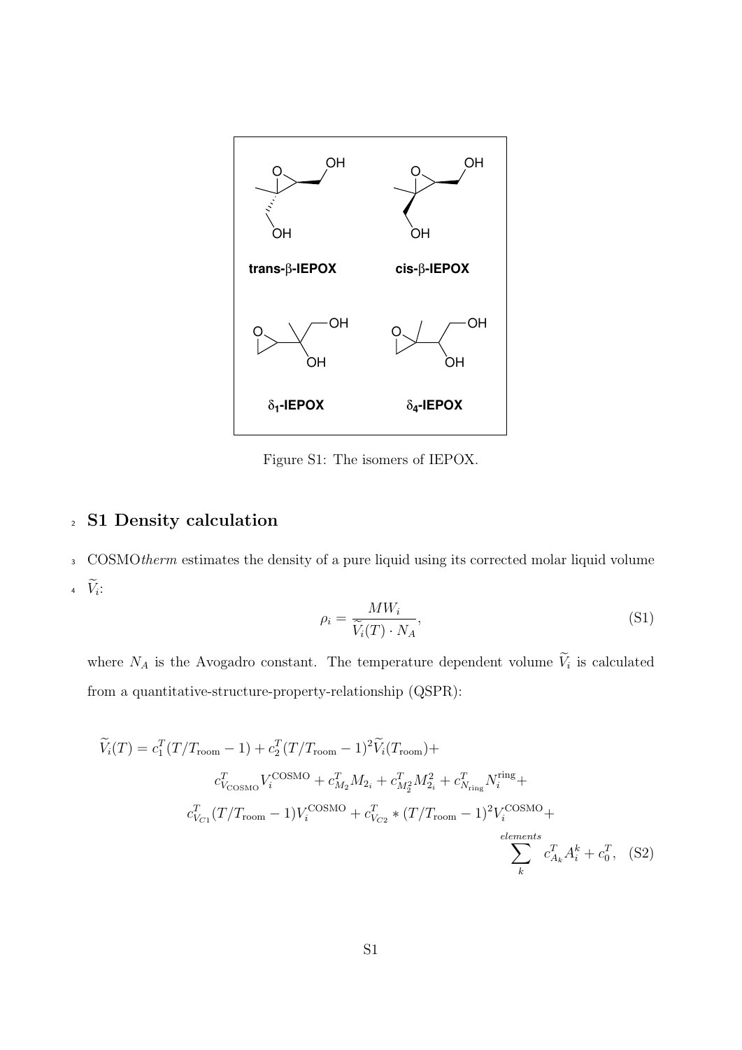Figure S1: The isomers of IEPOX.

## S1 Density calculation

COSMO*therm* estimates the density of a pure liquid using its corrected molar liquid volume $\widetilde{V}_i$:

$$\rho_i = \frac{MW_i}{\widetilde{V}_i(T) \cdot N_A}, \tag{S1}$$

where $N_A$ is the Avogadro constant. The temperature dependent volume $\widetilde{V}_i$ is calculated from a quantitative-structure-property-relationship (QSPR):

$$\begin{aligned}
\widetilde{V}_i(T) = c_1^T(T/T_{\mathrm{room}} - 1) + c_2^T(T/T_{\mathrm{room}} - 1)^2\widetilde{V}_i(T_{\mathrm{room}}) + \\
c_{V_{\mathrm{COSMO}}}^T V_i^{\mathrm{COSMO}} + c_{M_2}^T M_{2_i} + c_{M_2^2}^T M_{2_i}^2 + c_{N_{\mathrm{ring}}}^T N_i^{\mathrm{ring}} + \\
c_{V_{C1}}^T(T/T_{\mathrm{room}} - 1)V_i^{\mathrm{COSMO}} + c_{V_{C2}}^T * (T/T_{\mathrm{room}} - 1)^2 V_i^{\mathrm{COSMO}} + \\
\sum_k^{elements} c_{A_k}^T A_i^k + c_0^T,
\end{aligned} \tag{S2}$$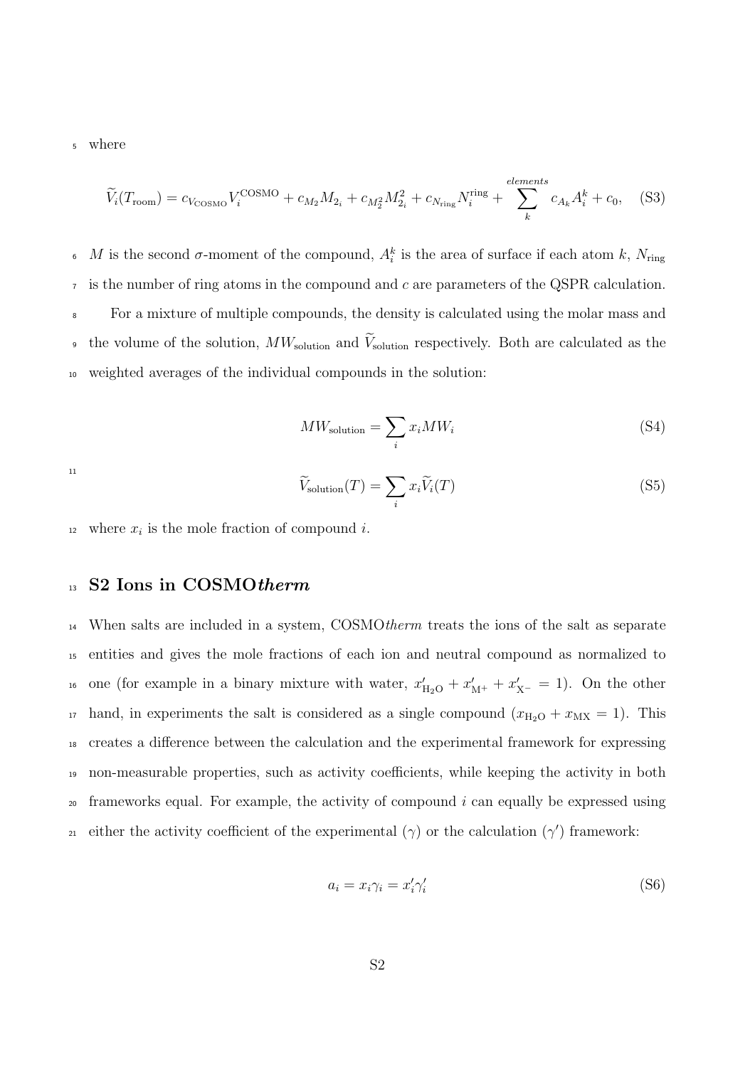where

$$\widetilde{V}_i(T_{\mathrm{room}}) = c_{V_{\mathrm{COSMO}}} V_i^{\mathrm{COSMO}} + c_{M_2} M_{2_i} + c_{M_2^2} M_{2_i}^2 + c_{N_{\mathrm{ring}}} N_i^{\mathrm{ring}} + \sum_k^{elements} c_{A_k} A_i^k + c_0, \quad \text{(S3)}$$

$M$ is the second $\sigma$-moment of the compound, $A_i^k$ is the area of surface if each atom $k$, $N_{\mathrm{ring}}$ is the number of ring atoms in the compound and $c$ are parameters of the QSPR calculation.

For a mixture of multiple compounds, the density is calculated using the molar mass and the volume of the solution, $MW_{\mathrm{solution}}$ and $\widetilde{V}_{\mathrm{solution}}$ respectively. Both are calculated as the weighted averages of the individual compounds in the solution:

$$MW_{\mathrm{solution}} = \sum_i x_i MW_i \quad \text{(S4)}$$

$$\widetilde{V}_{\mathrm{solution}}(T) = \sum_i x_i \widetilde{V}_i(T) \quad \text{(S5)}$$

where $x_i$ is the mole fraction of compound $i$.

## S2 Ions in COSMO*therm*

When salts are included in a system, COSMO*therm* treats the ions of the salt as separate entities and gives the mole fractions of each ion and neutral compound as normalized to one (for example in a binary mixture with water, $x'_{\mathrm{H_2O}} + x'_{\mathrm{M^+}} + x'_{\mathrm{X^-}} = 1$). On the other hand, in experiments the salt is considered as a single compound ($x_{\mathrm{H_2O}} + x_{\mathrm{MX}} = 1$). This creates a difference between the calculation and the experimental framework for expressing non-measurable properties, such as activity coefficients, while keeping the activity in both frameworks equal. For example, the activity of compound $i$ can equally be expressed using either the activity coefficient of the experimental ($\gamma$) or the calculation ($\gamma'$) framework:

$$a_i = x_i \gamma_i = x'_i \gamma'_i \quad \text{(S6)}$$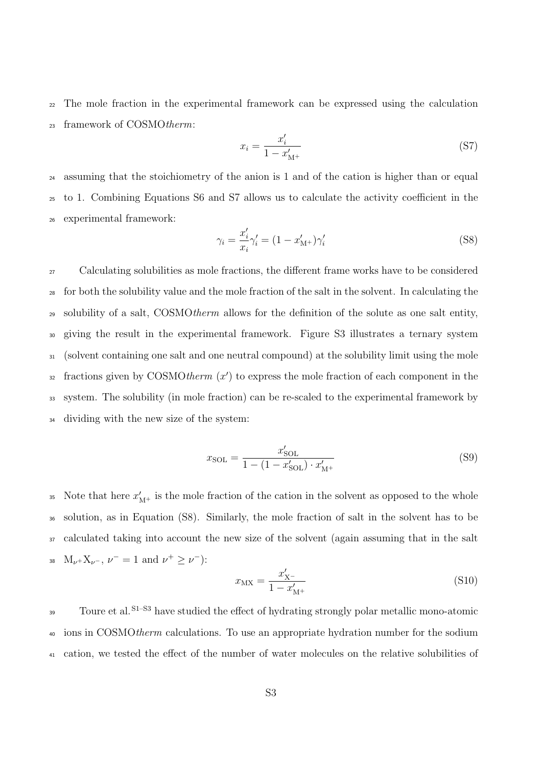The mole fraction in the experimental framework can be expressed using the calculation framework of COSMO*therm*:

$$x_i = \frac{x'_i}{1 - x'_{\mathrm{M}^+}} \tag{S7}$$

assuming that the stoichiometry of the anion is 1 and of the cation is higher than or equal to 1. Combining Equations S6 and S7 allows us to calculate the activity coefficient in the experimental framework:

$$\gamma_i = \frac{x'_i}{x_i}\gamma'_i = (1 - x'_{\mathrm{M}^+})\gamma'_i \tag{S8}$$

Calculating solubilities as mole fractions, the different frame works have to be considered for both the solubility value and the mole fraction of the salt in the solvent. In calculating the solubility of a salt, COSMO*therm* allows for the definition of the solute as one salt entity, giving the result in the experimental framework. Figure S3 illustrates a ternary system (solvent containing one salt and one neutral compound) at the solubility limit using the mole fractions given by COSMO*therm* ($x'$) to express the mole fraction of each component in the system. The solubility (in mole fraction) can be re-scaled to the experimental framework by dividing with the new size of the system:

$$x_{\mathrm{SOL}} = \frac{x'_{\mathrm{SOL}}}{1 - (1 - x'_{\mathrm{SOL}}) \cdot x'_{\mathrm{M}^+}} \tag{S9}$$

Note that here $x'_{\mathrm{M}^+}$ is the mole fraction of the cation in the solvent as opposed to the whole solution, as in Equation (S8). Similarly, the mole fraction of salt in the solvent has to be calculated taking into account the new size of the solvent (again assuming that in the salt $\mathrm{M}_{\nu^+}\mathrm{X}_{\nu^-}$, $\nu^- = 1$ and $\nu^+ \geq \nu^-$):

$$x_{\mathrm{MX}} = \frac{x'_{\mathrm{X}^-}}{1 - x'_{\mathrm{M}^+}} \tag{S10}$$

Toure et al.[S1–S3] have studied the effect of hydrating strongly polar metallic mono-atomic ions in COSMO*therm* calculations. To use an appropriate hydration number for the sodium cation, we tested the effect of the number of water molecules on the relative solubilities of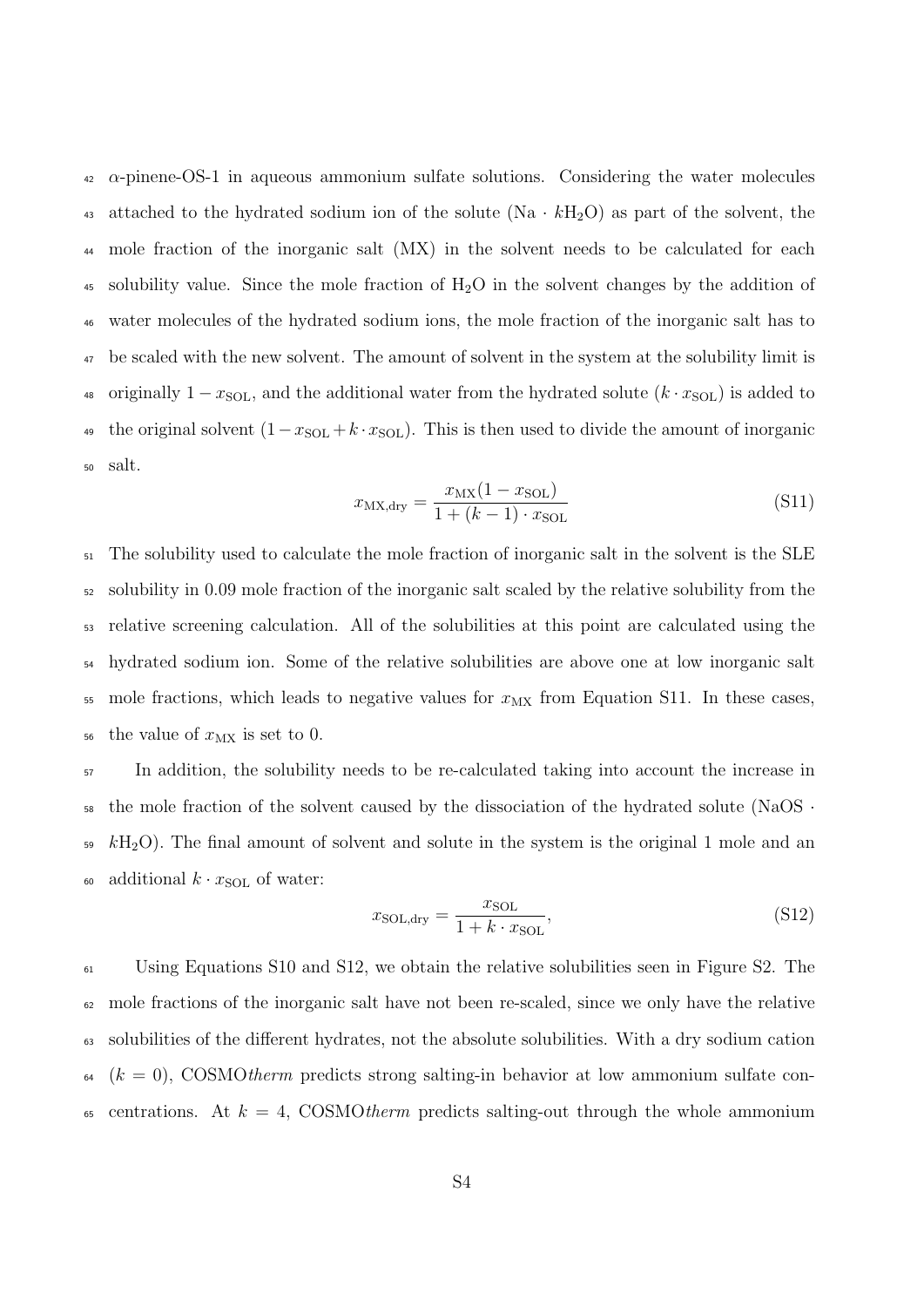$\alpha$-pinene-OS-1 in aqueous ammonium sulfate solutions. Considering the water molecules attached to the hydrated sodium ion of the solute ($Na \cdot kH_2O$) as part of the solvent, the mole fraction of the inorganic salt (MX) in the solvent needs to be calculated for each solubility value. Since the mole fraction of $H_2O$ in the solvent changes by the addition of water molecules of the hydrated sodium ions, the mole fraction of the inorganic salt has to be scaled with the new solvent. The amount of solvent in the system at the solubility limit is originally $1 - x_{\text{SOL}}$, and the additional water from the hydrated solute ($k \cdot x_{\text{SOL}}$) is added to the original solvent ($1 - x_{\text{SOL}} + k \cdot x_{\text{SOL}}$). This is then used to divide the amount of inorganic salt.

$$x_{\text{MX,dry}} = \frac{x_{\text{MX}}(1 - x_{\text{SOL}})}{1 + (k-1) \cdot x_{\text{SOL}}} \tag{S11}$$

The solubility used to calculate the mole fraction of inorganic salt in the solvent is the SLE solubility in 0.09 mole fraction of the inorganic salt scaled by the relative solubility from the relative screening calculation. All of the solubilities at this point are calculated using the hydrated sodium ion. Some of the relative solubilities are above one at low inorganic salt mole fractions, which leads to negative values for $x_{\text{MX}}$ from Equation S11. In these cases, the value of $x_{\text{MX}}$ is set to 0.

In addition, the solubility needs to be re-calculated taking into account the increase in the mole fraction of the solvent caused by the dissociation of the hydrated solute ($\text{NaOS} \cdot kH_2O$). The final amount of solvent and solute in the system is the original 1 mole and an additional $k \cdot x_{\text{SOL}}$ of water:

$$x_{\text{SOL,dry}} = \frac{x_{\text{SOL}}}{1 + k \cdot x_{\text{SOL}}}, \tag{S12}$$

Using Equations S10 and S12, we obtain the relative solubilities seen in Figure S2. The mole fractions of the inorganic salt have not been re-scaled, since we only have the relative solubilities of the different hydrates, not the absolute solubilities. With a dry sodium cation ($k = 0$), COSMO*therm* predicts strong salting-in behavior at low ammonium sulfate concentrations. At $k = 4$, COSMO*therm* predicts salting-out through the whole ammonium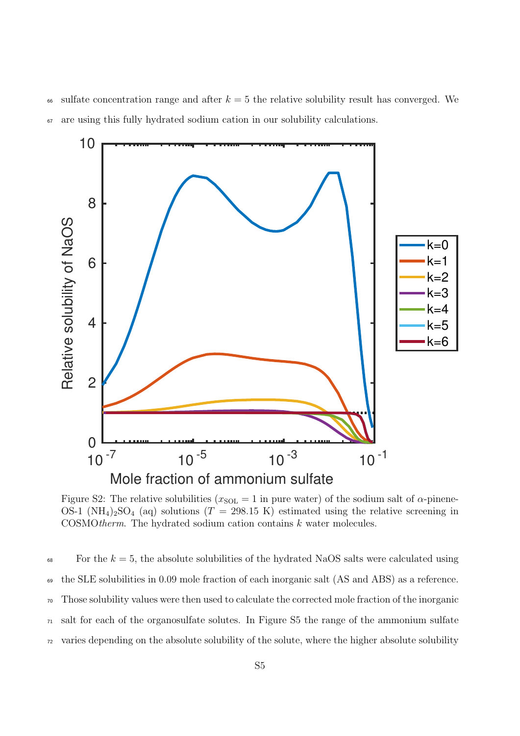sulfate concentration range and after $k = 5$ the relative solubility result has converged. We are using this fully hydrated sodium cation in our solubility calculations.

Figure S2: The relative solubilities ($x_{\mathrm{SOL}} = 1$ in pure water) of the sodium salt of $\alpha$-pinene-OS-1 $(NH_4)_2SO_4$ (aq) solutions ($T$ = 298.15 K) estimated using the relative screening in COSMO*therm*. The hydrated sodium cation contains $k$ water molecules.

For the $k = 5$, the absolute solubilities of the hydrated NaOS salts were calculated using the SLE solubilities in 0.09 mole fraction of each inorganic salt (AS and ABS) as a reference. Those solubility values were then used to calculate the corrected mole fraction of the inorganic salt for each of the organosulfate solutes. In Figure S5 the range of the ammonium sulfate varies depending on the absolute solubility of the solute, where the higher absolute solubility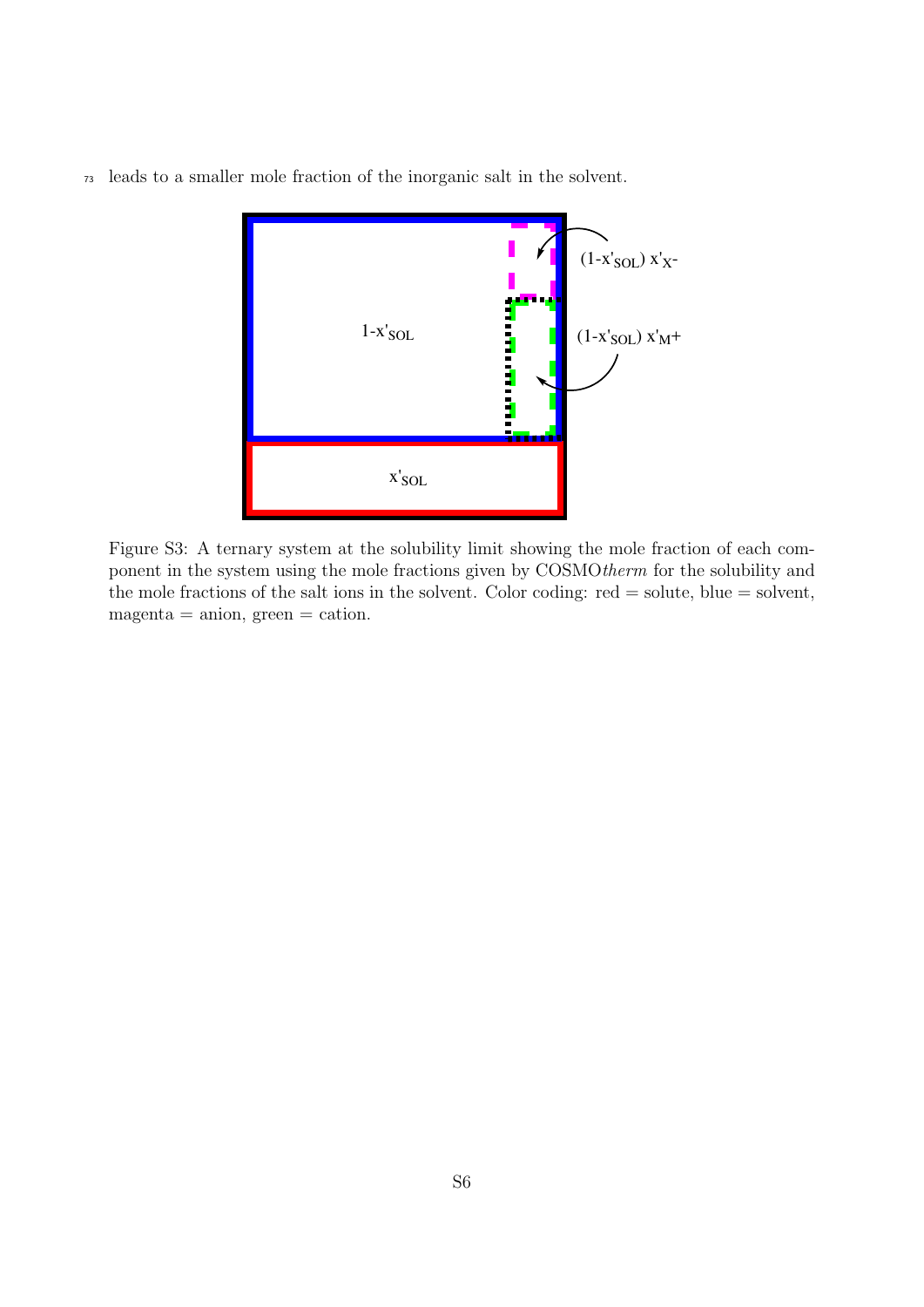leads to a smaller mole fraction of the inorganic salt in the solvent.

Figure S3: A ternary system at the solubility limit showing the mole fraction of each component in the system using the mole fractions given by COSMO*therm* for the solubility and the mole fractions of the salt ions in the solvent. Color coding: red = solute, blue = solvent, magenta = anion, green = cation.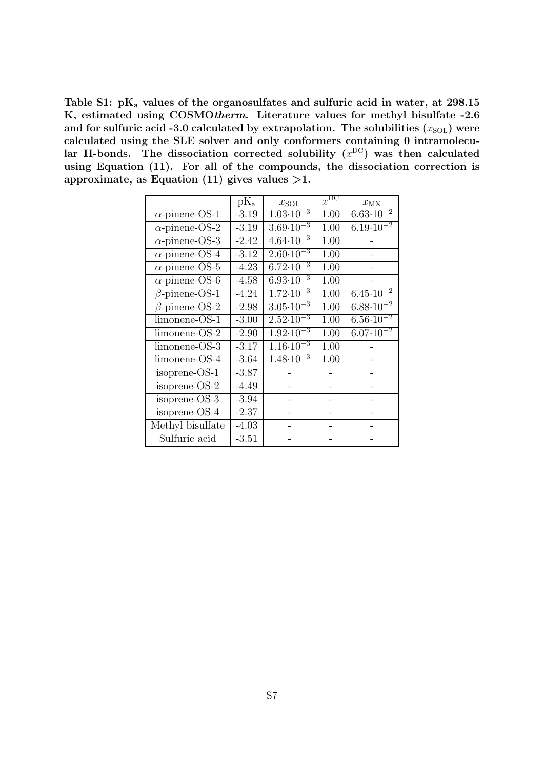**Table S1: $pK_a$ values of the organosulfates and sulfuric acid in water, at 298.15 K, estimated using COSMO*therm*. Literature values for methyl bisulfate -2.6 and for sulfuric acid -3.0 calculated by extrapolation. The solubilities ($x_{SOL}$) were calculated using the SLE solver and only conformers containing 0 intramolecular H-bonds. The dissociation corrected solubility ($x^{DC}$) was then calculated using Equation (11). For all of the compounds, the dissociation correction is approximate, as Equation (11) gives values >1.**

| | $pK_a$ | $x_{SOL}$ | $x^{DC}$ | $x_{MX}$ |
|---|---|---|---|---|
| $\alpha$-pinene-OS-1 | -3.19 | $1.03{\cdot}10^{-3}$ | 1.00 | $6.63{\cdot}10^{-2}$ |
| $\alpha$-pinene-OS-2 | -3.19 | $3.69{\cdot}10^{-3}$ | 1.00 | $6.19{\cdot}10^{-2}$ |
| $\alpha$-pinene-OS-3 | -2.42 | $4.64{\cdot}10^{-3}$ | 1.00 | - |
| $\alpha$-pinene-OS-4 | -3.12 | $2.60{\cdot}10^{-3}$ | 1.00 | - |
| $\alpha$-pinene-OS-5 | -4.23 | $6.72{\cdot}10^{-3}$ | 1.00 | - |
| $\alpha$-pinene-OS-6 | -4.58 | $6.93{\cdot}10^{-3}$ | 1.00 | - |
| $\beta$-pinene-OS-1 | -4.24 | $1.72{\cdot}10^{-3}$ | 1.00 | $6.45{\cdot}10^{-2}$ |
| $\beta$-pinene-OS-2 | -2.98 | $3.05{\cdot}10^{-3}$ | 1.00 | $6.88{\cdot}10^{-2}$ |
| limonene-OS-1 | -3.00 | $2.52{\cdot}10^{-3}$ | 1.00 | $6.56{\cdot}10^{-2}$ |
| limonene-OS-2 | -2.90 | $1.92{\cdot}10^{-3}$ | 1.00 | $6.07{\cdot}10^{-2}$ |
| limonene-OS-3 | -3.17 | $1.16{\cdot}10^{-3}$ | 1.00 | - |
| limonene-OS-4 | -3.64 | $1.48{\cdot}10^{-3}$ | 1.00 | - |
| isoprene-OS-1 | -3.87 | - | - | - |
| isoprene-OS-2 | -4.49 | - | - | - |
| isoprene-OS-3 | -3.94 | - | - | - |
| isoprene-OS-4 | -2.37 | - | - | - |
| Methyl bisulfate | -4.03 | - | - | - |
| Sulfuric acid | -3.51 | - | - | - |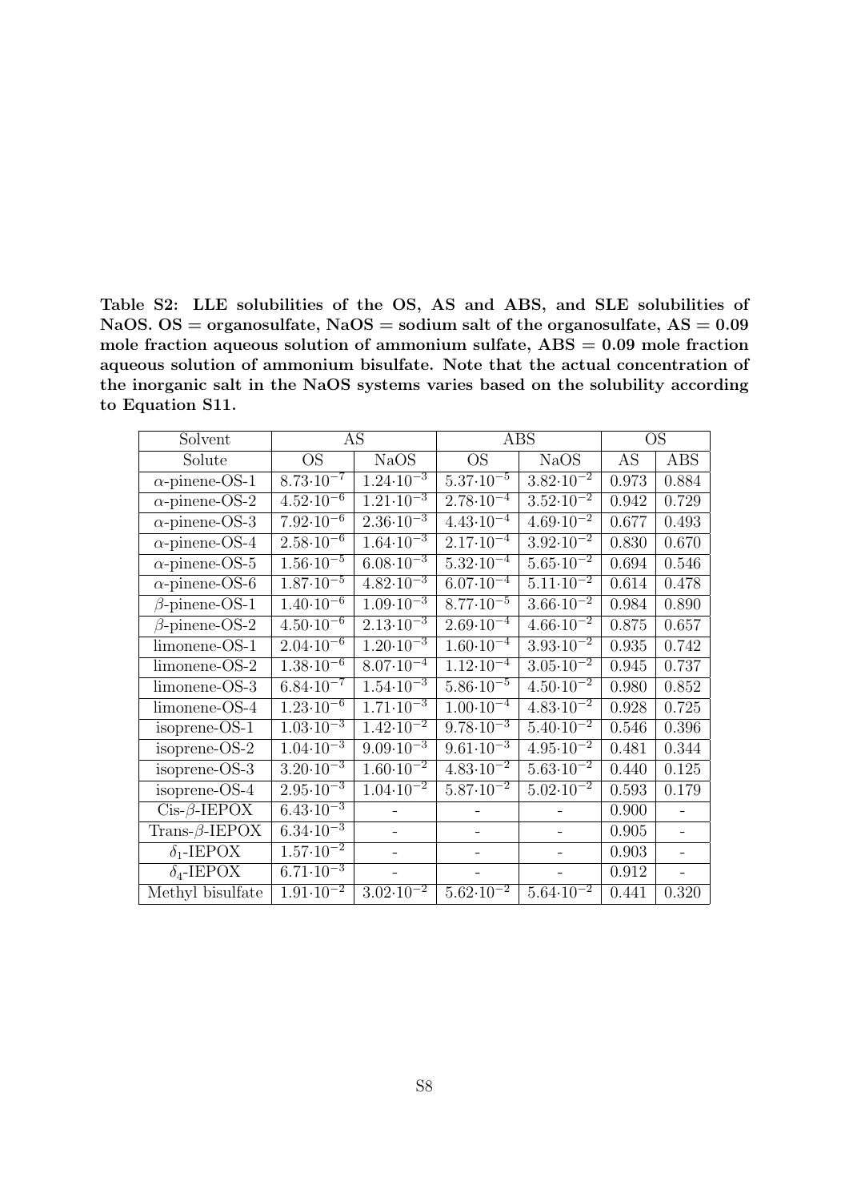**Table S2: LLE solubilities of the OS, AS and ABS, and SLE solubilities of NaOS. OS = organosulfate, NaOS = sodium salt of the organosulfate, AS = 0.09 mole fraction aqueous solution of ammonium sulfate, ABS = 0.09 mole fraction aqueous solution of ammonium bisulfate. Note that the actual concentration of the inorganic salt in the NaOS systems varies based on the solubility according to Equation S11.**

| Solvent | AS | | ABS | | OS | |
|---|---|---|---|---|---|---|
| Solute | OS | NaOS | OS | NaOS | AS | ABS |
| $\alpha$-pinene-OS-1 | $8.73{\cdot}10^{-7}$ | $1.24{\cdot}10^{-3}$ | $5.37{\cdot}10^{-5}$ | $3.82{\cdot}10^{-2}$ | 0.973 | 0.884 |
| $\alpha$-pinene-OS-2 | $4.52{\cdot}10^{-6}$ | $1.21{\cdot}10^{-3}$ | $2.78{\cdot}10^{-4}$ | $3.52{\cdot}10^{-2}$ | 0.942 | 0.729 |
| $\alpha$-pinene-OS-3 | $7.92{\cdot}10^{-6}$ | $2.36{\cdot}10^{-3}$ | $4.43{\cdot}10^{-4}$ | $4.69{\cdot}10^{-2}$ | 0.677 | 0.493 |
| $\alpha$-pinene-OS-4 | $2.58{\cdot}10^{-6}$ | $1.64{\cdot}10^{-3}$ | $2.17{\cdot}10^{-4}$ | $3.92{\cdot}10^{-2}$ | 0.830 | 0.670 |
| $\alpha$-pinene-OS-5 | $1.56{\cdot}10^{-5}$ | $6.08{\cdot}10^{-3}$ | $5.32{\cdot}10^{-4}$ | $5.65{\cdot}10^{-2}$ | 0.694 | 0.546 |
| $\alpha$-pinene-OS-6 | $1.87{\cdot}10^{-5}$ | $4.82{\cdot}10^{-3}$ | $6.07{\cdot}10^{-4}$ | $5.11{\cdot}10^{-2}$ | 0.614 | 0.478 |
| $\beta$-pinene-OS-1 | $1.40{\cdot}10^{-6}$ | $1.09{\cdot}10^{-3}$ | $8.77{\cdot}10^{-5}$ | $3.66{\cdot}10^{-2}$ | 0.984 | 0.890 |
| $\beta$-pinene-OS-2 | $4.50{\cdot}10^{-6}$ | $2.13{\cdot}10^{-3}$ | $2.69{\cdot}10^{-4}$ | $4.66{\cdot}10^{-2}$ | 0.875 | 0.657 |
| limonene-OS-1 | $2.04{\cdot}10^{-6}$ | $1.20{\cdot}10^{-3}$ | $1.60{\cdot}10^{-4}$ | $3.93{\cdot}10^{-2}$ | 0.935 | 0.742 |
| limonene-OS-2 | $1.38{\cdot}10^{-6}$ | $8.07{\cdot}10^{-4}$ | $1.12{\cdot}10^{-4}$ | $3.05{\cdot}10^{-2}$ | 0.945 | 0.737 |
| limonene-OS-3 | $6.84{\cdot}10^{-7}$ | $1.54{\cdot}10^{-3}$ | $5.86{\cdot}10^{-5}$ | $4.50{\cdot}10^{-2}$ | 0.980 | 0.852 |
| limonene-OS-4 | $1.23{\cdot}10^{-6}$ | $1.71{\cdot}10^{-3}$ | $1.00{\cdot}10^{-4}$ | $4.83{\cdot}10^{-2}$ | 0.928 | 0.725 |
| isoprene-OS-1 | $1.03{\cdot}10^{-3}$ | $1.42{\cdot}10^{-2}$ | $9.78{\cdot}10^{-3}$ | $5.40{\cdot}10^{-2}$ | 0.546 | 0.396 |
| isoprene-OS-2 | $1.04{\cdot}10^{-3}$ | $9.09{\cdot}10^{-3}$ | $9.61{\cdot}10^{-3}$ | $4.95{\cdot}10^{-2}$ | 0.481 | 0.344 |
| isoprene-OS-3 | $3.20{\cdot}10^{-3}$ | $1.60{\cdot}10^{-2}$ | $4.83{\cdot}10^{-2}$ | $5.63{\cdot}10^{-2}$ | 0.440 | 0.125 |
| isoprene-OS-4 | $2.95{\cdot}10^{-3}$ | $1.04{\cdot}10^{-2}$ | $5.87{\cdot}10^{-2}$ | $5.02{\cdot}10^{-2}$ | 0.593 | 0.179 |
| Cis-$\beta$-IEPOX | $6.43{\cdot}10^{-3}$ | - | - | - | 0.900 | - |
| Trans-$\beta$-IEPOX | $6.34{\cdot}10^{-3}$ | - | - | - | 0.905 | - |
| $\delta_1$-IEPOX | $1.57{\cdot}10^{-2}$ | - | - | - | 0.903 | - |
| $\delta_4$-IEPOX | $6.71{\cdot}10^{-3}$ | - | - | - | 0.912 | - |
| Methyl bisulfate | $1.91{\cdot}10^{-2}$ | $3.02{\cdot}10^{-2}$ | $5.62{\cdot}10^{-2}$ | $5.64{\cdot}10^{-2}$ | 0.441 | 0.320 |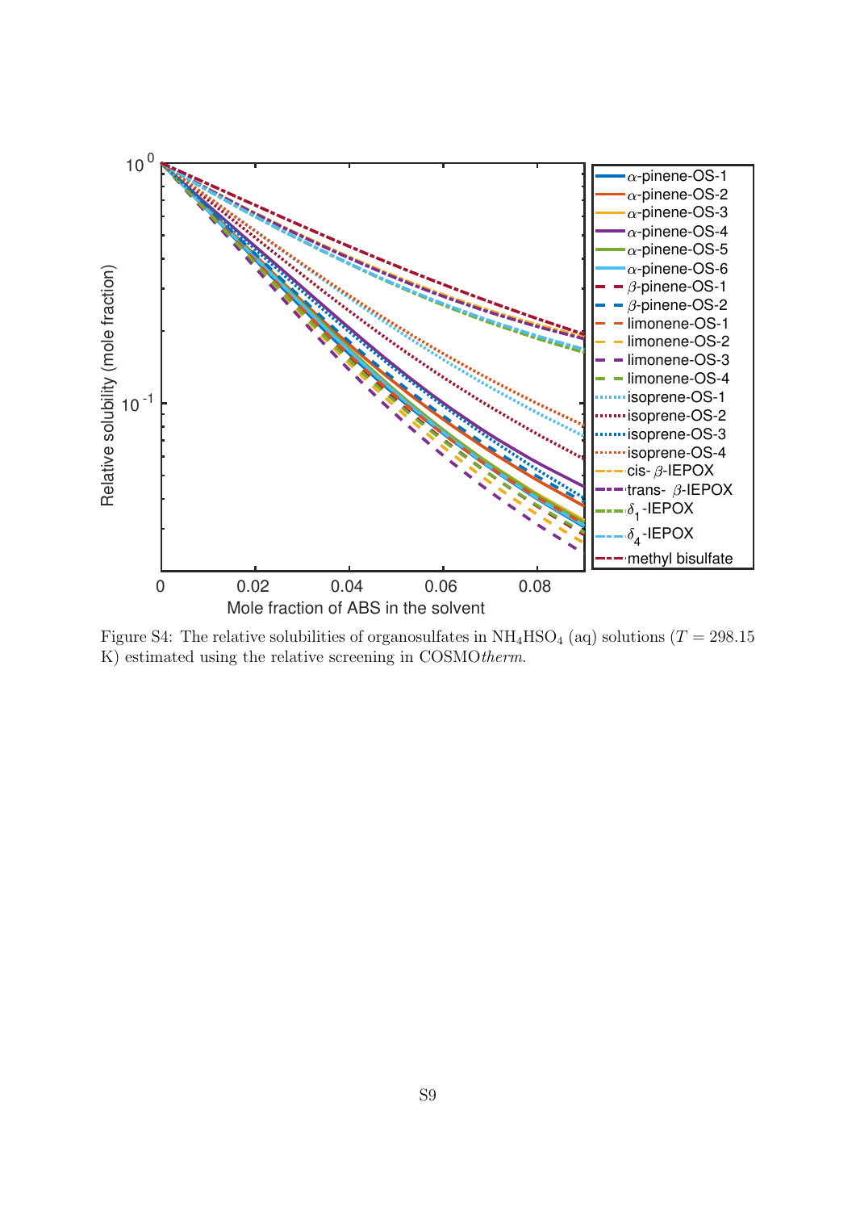Figure S4: The relative solubilities of organosulfates in $NH_4HSO_4$ (aq) solutions ($T = 298.15$ K) estimated using the relative screening in COSMO*therm*.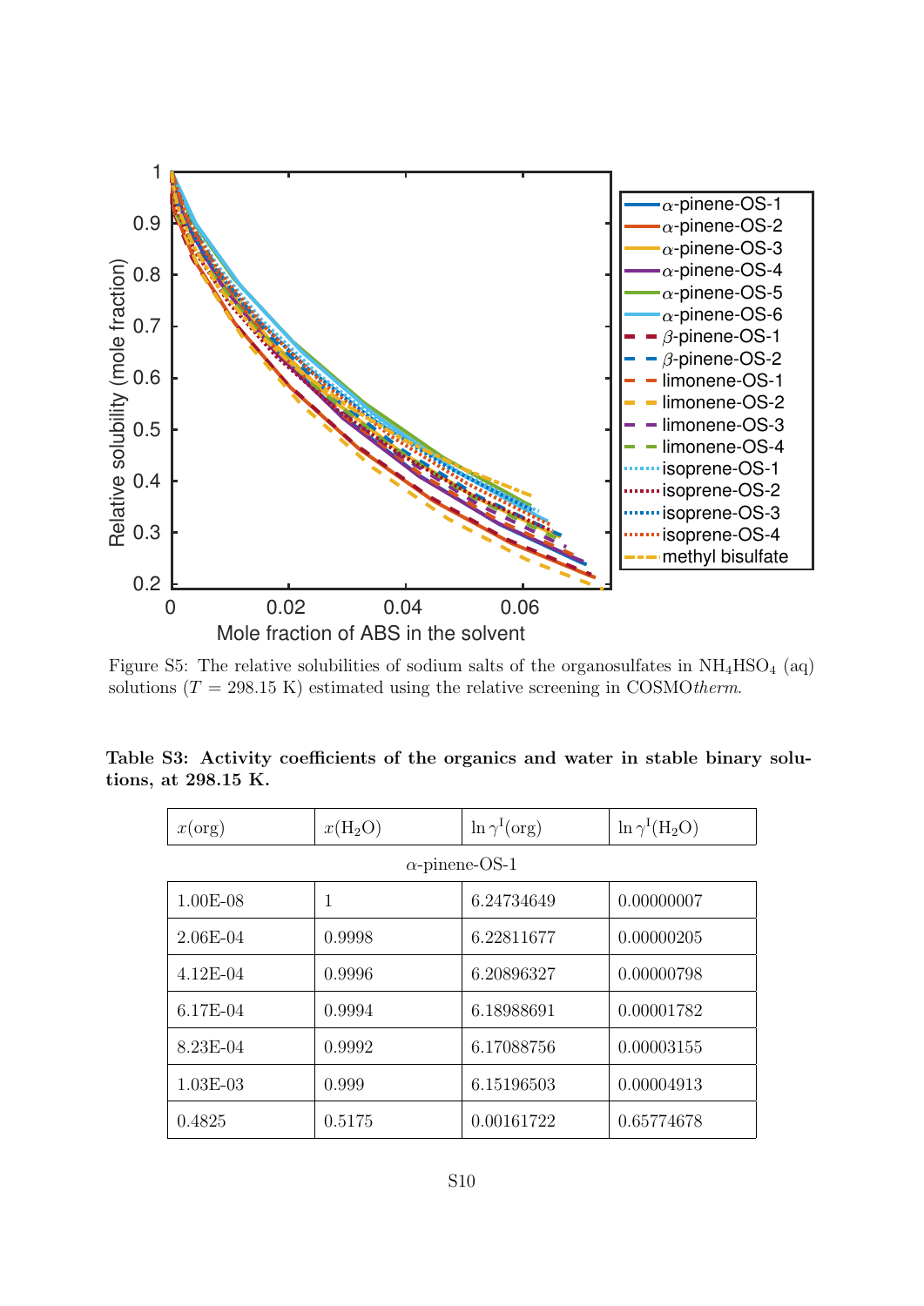Figure S5: The relative solubilities of sodium salts of the organosulfates in $NH_4HSO_4$ (aq) solutions ($T$ = 298.15 K) estimated using the relative screening in COSMO*therm*.

**Table S3: Activity coefficients of the organics and water in stable binary solutions, at 298.15 K.**

| $x$(org) | $x$($H_2O$) | $\ln \gamma^{I}$(org) | $\ln \gamma^{I}$($H_2O$) |
|---|---|---|---|
| $\alpha$-pinene-OS-1 | | | |
| 1.00E-08 | 1 | 6.24734649 | 0.00000007 |
| 2.06E-04 | 0.9998 | 6.22811677 | 0.00000205 |
| 4.12E-04 | 0.9996 | 6.20896327 | 0.00000798 |
| 6.17E-04 | 0.9994 | 6.18988691 | 0.00001782 |
| 8.23E-04 | 0.9992 | 6.17088756 | 0.00003155 |
| 1.03E-03 | 0.999 | 6.15196503 | 0.00004913 |
| 0.4825 | 0.5175 | 0.00161722 | 0.65774678 |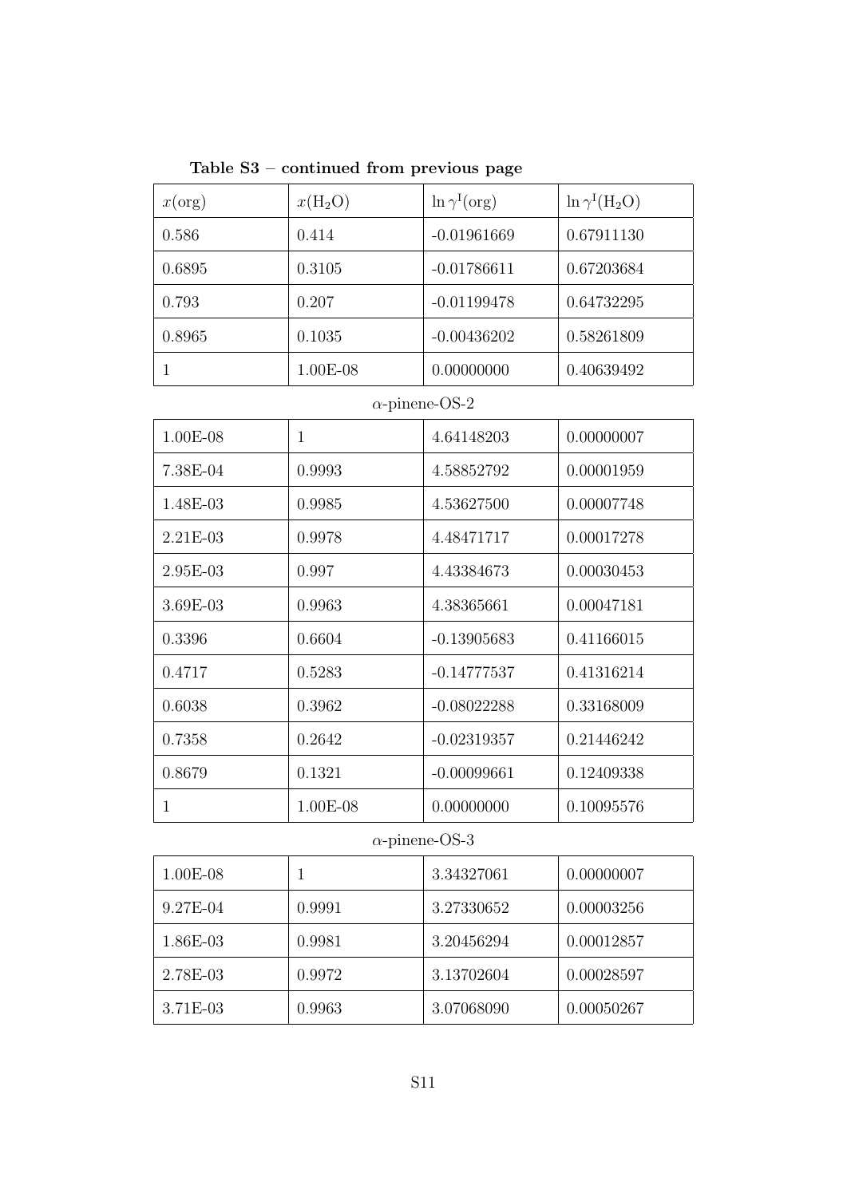**Table S3 – continued from previous page**

| $x$(org) | $x$($H_2O$) | $\ln \gamma^{I}$(org) | $\ln \gamma^{I}$($H_2O$) |
|---|---|---|---|
| 0.586 | 0.414 | -0.01961669 | 0.67911130 |
| 0.6895 | 0.3105 | -0.01786611 | 0.67203684 |
| 0.793 | 0.207 | -0.01199478 | 0.64732295 |
| 0.8965 | 0.1035 | -0.00436202 | 0.58261809 |
| 1 | 1.00E-08 | 0.00000000 | 0.40639492 |
| | $\alpha$-pinene-OS-2 | | |
| 1.00E-08 | 1 | 4.64148203 | 0.00000007 |
| 7.38E-04 | 0.9993 | 4.58852792 | 0.00001959 |
| 1.48E-03 | 0.9985 | 4.53627500 | 0.00007748 |
| 2.21E-03 | 0.9978 | 4.48471717 | 0.00017278 |
| 2.95E-03 | 0.997 | 4.43384673 | 0.00030453 |
| 3.69E-03 | 0.9963 | 4.38365661 | 0.00047181 |
| 0.3396 | 0.6604 | -0.13905683 | 0.41166015 |
| 0.4717 | 0.5283 | -0.14777537 | 0.41316214 |
| 0.6038 | 0.3962 | -0.08022288 | 0.33168009 |
| 0.7358 | 0.2642 | -0.02319357 | 0.21446242 |
| 0.8679 | 0.1321 | -0.00099661 | 0.12409338 |
| 1 | 1.00E-08 | 0.00000000 | 0.10095576 |
| | $\alpha$-pinene-OS-3 | | |
| 1.00E-08 | 1 | 3.34327061 | 0.00000007 |
| 9.27E-04 | 0.9991 | 3.27330652 | 0.00003256 |
| 1.86E-03 | 0.9981 | 3.20456294 | 0.00012857 |
| 2.78E-03 | 0.9972 | 3.13702604 | 0.00028597 |
| 3.71E-03 | 0.9963 | 3.07068090 | 0.00050267 |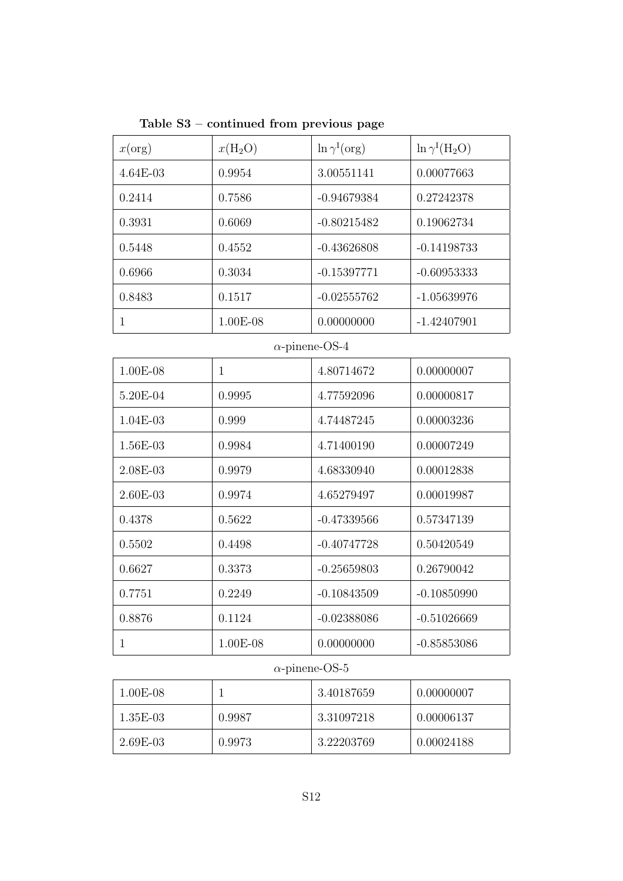**Table S3 – continued from previous page**

| $x(\mathrm{org})$ | $x(\mathrm{H_2O})$ | $\ln \gamma^{\mathrm{I}}(\mathrm{org})$ | $\ln \gamma^{\mathrm{I}}(\mathrm{H_2O})$ |
|---|---|---|---|
| 4.64E-03 | 0.9954 | 3.00551141 | 0.00077663 |
| 0.2414 | 0.7586 | -0.94679384 | 0.27242378 |
| 0.3931 | 0.6069 | -0.80215482 | 0.19062734 |
| 0.5448 | 0.4552 | -0.43626808 | -0.14198733 |
| 0.6966 | 0.3034 | -0.15397771 | -0.60953333 |
| 0.8483 | 0.1517 | -0.02555762 | -1.05639976 |
| 1 | 1.00E-08 | 0.00000000 | -1.42407901 |
| | $\alpha$-pinene-OS-4 | | |
| 1.00E-08 | 1 | 4.80714672 | 0.00000007 |
| 5.20E-04 | 0.9995 | 4.77592096 | 0.00000817 |
| 1.04E-03 | 0.999 | 4.74487245 | 0.00003236 |
| 1.56E-03 | 0.9984 | 4.71400190 | 0.00007249 |
| 2.08E-03 | 0.9979 | 4.68330940 | 0.00012838 |
| 2.60E-03 | 0.9974 | 4.65279497 | 0.00019987 |
| 0.4378 | 0.5622 | -0.47339566 | 0.57347139 |
| 0.5502 | 0.4498 | -0.40747728 | 0.50420549 |
| 0.6627 | 0.3373 | -0.25659803 | 0.26790042 |
| 0.7751 | 0.2249 | -0.10843509 | -0.10850990 |
| 0.8876 | 0.1124 | -0.02388086 | -0.51026669 |
| 1 | 1.00E-08 | 0.00000000 | -0.85853086 |
| | $\alpha$-pinene-OS-5 | | |
| 1.00E-08 | 1 | 3.40187659 | 0.00000007 |
| 1.35E-03 | 0.9987 | 3.31097218 | 0.00006137 |
| 2.69E-03 | 0.9973 | 3.22203769 | 0.00024188 |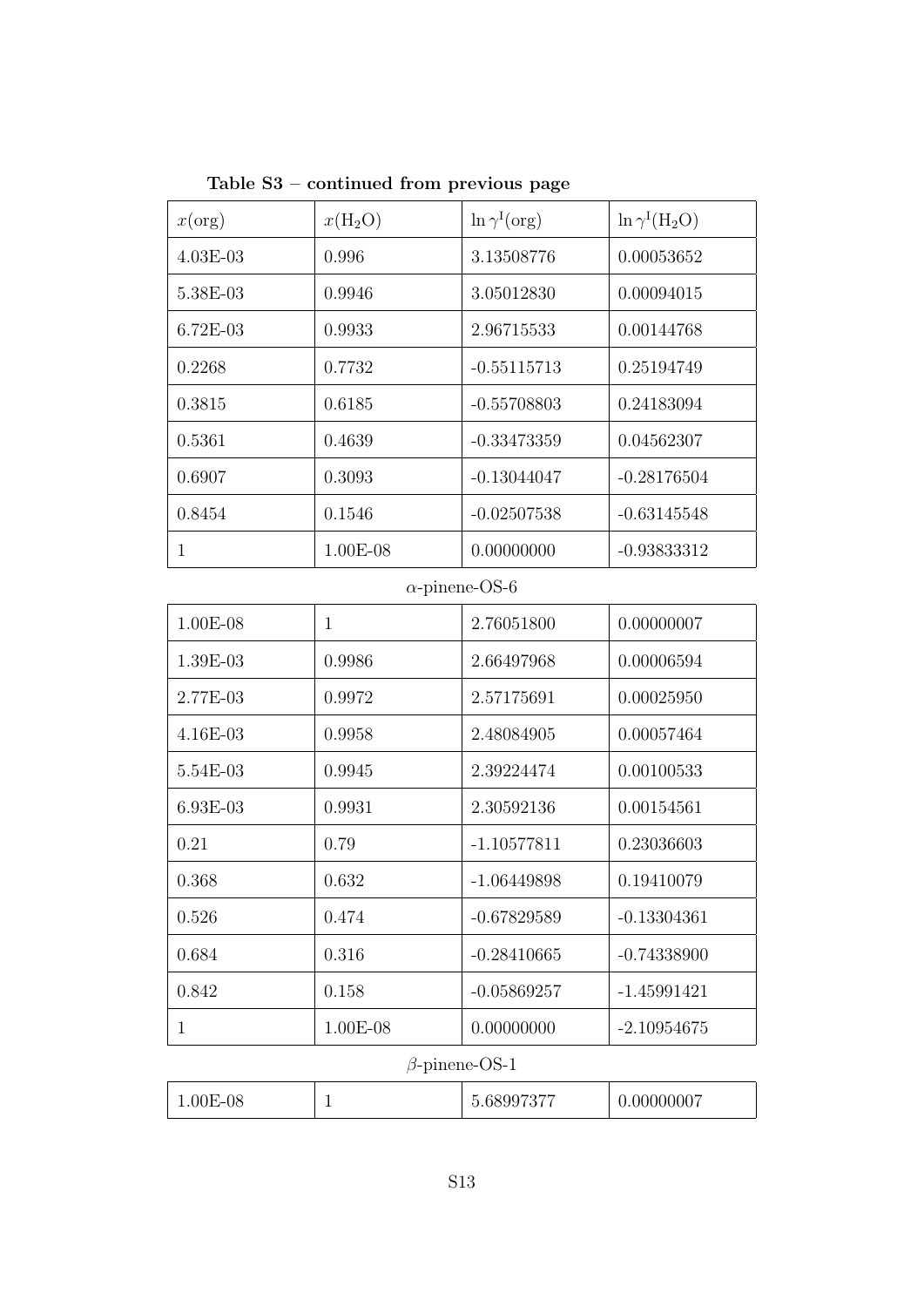**Table S3 – continued from previous page**

| $x(\text{org})$ | $x(H_2O)$ | $\ln \gamma^{\text{I}}(\text{org})$ | $\ln \gamma^{\text{I}}(H_2O)$ |
|---|---|---|---|
| 4.03E-03 | 0.996 | 3.13508776 | 0.00053652 |
| 5.38E-03 | 0.9946 | 3.05012830 | 0.00094015 |
| 6.72E-03 | 0.9933 | 2.96715533 | 0.00144768 |
| 0.2268 | 0.7732 | -0.55115713 | 0.25194749 |
| 0.3815 | 0.6185 | -0.55708803 | 0.24183094 |
| 0.5361 | 0.4639 | -0.33473359 | 0.04562307 |
| 0.6907 | 0.3093 | -0.13044047 | -0.28176504 |
| 0.8454 | 0.1546 | -0.02507538 | -0.63145548 |
| 1 | 1.00E-08 | 0.00000000 | -0.93833312 |
| | *α*-pinene-OS-6 | | |
| 1.00E-08 | 1 | 2.76051800 | 0.00000007 |
| 1.39E-03 | 0.9986 | 2.66497968 | 0.00006594 |
| 2.77E-03 | 0.9972 | 2.57175691 | 0.00025950 |
| 4.16E-03 | 0.9958 | 2.48084905 | 0.00057464 |
| 5.54E-03 | 0.9945 | 2.39224474 | 0.00100533 |
| 6.93E-03 | 0.9931 | 2.30592136 | 0.00154561 |
| 0.21 | 0.79 | -1.10577811 | 0.23036603 |
| 0.368 | 0.632 | -1.06449898 | 0.19410079 |
| 0.526 | 0.474 | -0.67829589 | -0.13304361 |
| 0.684 | 0.316 | -0.28410665 | -0.74338900 |
| 0.842 | 0.158 | -0.05869257 | -1.45991421 |
| 1 | 1.00E-08 | 0.00000000 | -2.10954675 |
| | *β*-pinene-OS-1 | | |
| 1.00E-08 | 1 | 5.68997377 | 0.00000007 |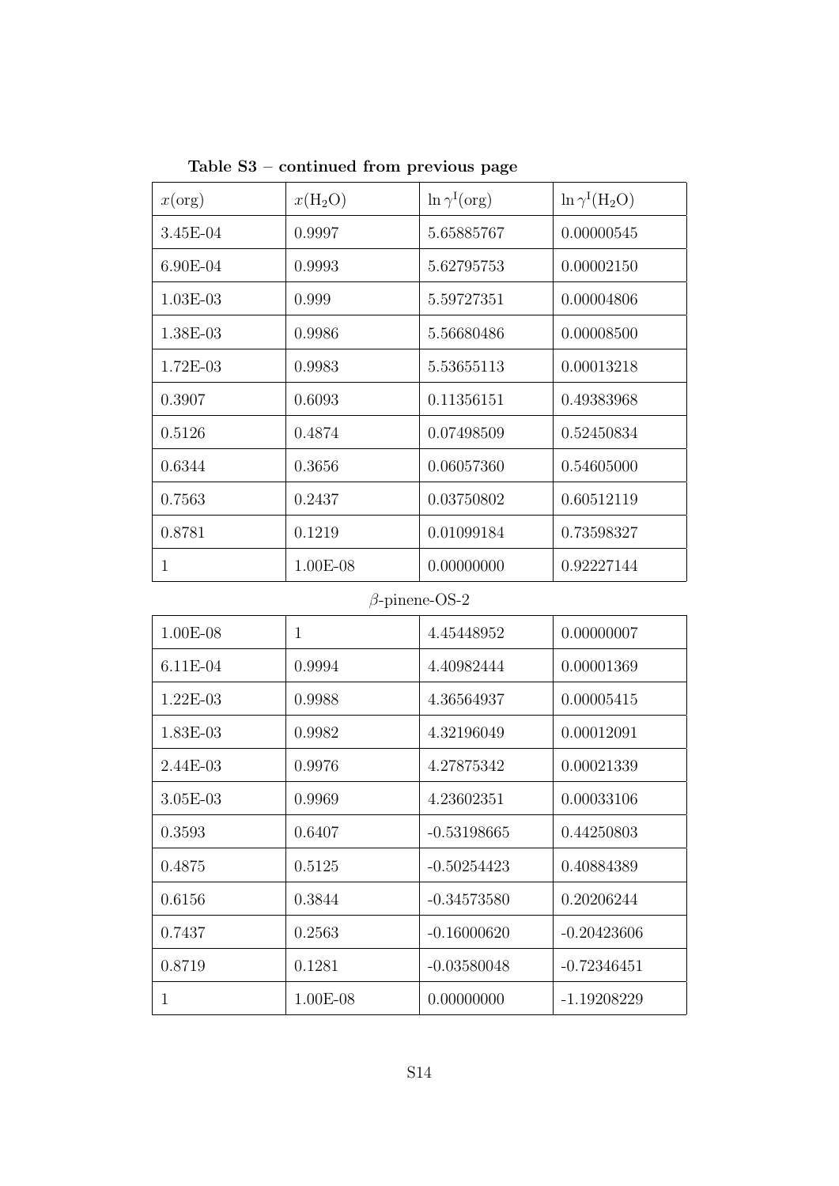**Table S3 – continued from previous page**

| $x(\mathrm{org})$ | $x(\mathrm{H_2O})$ | $\ln \gamma^{\mathrm{I}}(\mathrm{org})$ | $\ln \gamma^{\mathrm{I}}(\mathrm{H_2O})$ |
|---|---|---|---|
| 3.45E-04 | 0.9997 | 5.65885767 | 0.00000545 |
| 6.90E-04 | 0.9993 | 5.62795753 | 0.00002150 |
| 1.03E-03 | 0.999 | 5.59727351 | 0.00004806 |
| 1.38E-03 | 0.9986 | 5.56680486 | 0.00008500 |
| 1.72E-03 | 0.9983 | 5.53655113 | 0.00013218 |
| 0.3907 | 0.6093 | 0.11356151 | 0.49383968 |
| 0.5126 | 0.4874 | 0.07498509 | 0.52450834 |
| 0.6344 | 0.3656 | 0.06057360 | 0.54605000 |
| 0.7563 | 0.2437 | 0.03750802 | 0.60512119 |
| 0.8781 | 0.1219 | 0.01099184 | 0.73598327 |
| 1 | 1.00E-08 | 0.00000000 | 0.92227144 |
| | $\beta$-pinene-OS-2 | | |
| 1.00E-08 | 1 | 4.45448952 | 0.00000007 |
| 6.11E-04 | 0.9994 | 4.40982444 | 0.00001369 |
| 1.22E-03 | 0.9988 | 4.36564937 | 0.00005415 |
| 1.83E-03 | 0.9982 | 4.32196049 | 0.00012091 |
| 2.44E-03 | 0.9976 | 4.27875342 | 0.00021339 |
| 3.05E-03 | 0.9969 | 4.23602351 | 0.00033106 |
| 0.3593 | 0.6407 | -0.53198665 | 0.44250803 |
| 0.4875 | 0.5125 | -0.50254423 | 0.40884389 |
| 0.6156 | 0.3844 | -0.34573580 | 0.20206244 |
| 0.7437 | 0.2563 | -0.16000620 | -0.20423606 |
| 0.8719 | 0.1281 | -0.03580048 | -0.72346451 |
| 1 | 1.00E-08 | 0.00000000 | -1.19208229 |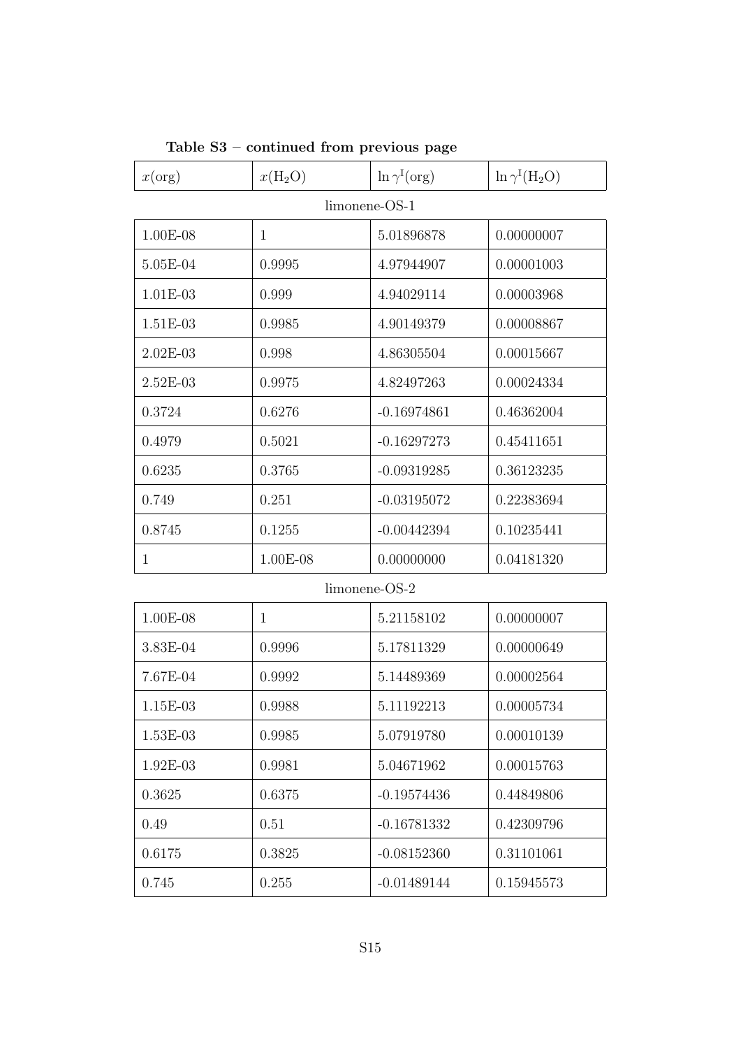**Table S3 – continued from previous page**

| $x(\mathrm{org})$ | $x(\mathrm{H_2O})$ | $\ln \gamma^{\mathrm{I}}(\mathrm{org})$ | $\ln \gamma^{\mathrm{I}}(\mathrm{H_2O})$ |
|---|---|---|---|
| limonene-OS-1 | | | |
| 1.00E-08 | 1 | 5.01896878 | 0.00000007 |
| 5.05E-04 | 0.9995 | 4.97944907 | 0.00001003 |
| 1.01E-03 | 0.999 | 4.94029114 | 0.00003968 |
| 1.51E-03 | 0.9985 | 4.90149379 | 0.00008867 |
| 2.02E-03 | 0.998 | 4.86305504 | 0.00015667 |
| 2.52E-03 | 0.9975 | 4.82497263 | 0.00024334 |
| 0.3724 | 0.6276 | -0.16974861 | 0.46362004 |
| 0.4979 | 0.5021 | -0.16297273 | 0.45411651 |
| 0.6235 | 0.3765 | -0.09319285 | 0.36123235 |
| 0.749 | 0.251 | -0.03195072 | 0.22383694 |
| 0.8745 | 0.1255 | -0.00442394 | 0.10235441 |
| 1 | 1.00E-08 | 0.00000000 | 0.04181320 |
| limonene-OS-2 | | | |
| 1.00E-08 | 1 | 5.21158102 | 0.00000007 |
| 3.83E-04 | 0.9996 | 5.17811329 | 0.00000649 |
| 7.67E-04 | 0.9992 | 5.14489369 | 0.00002564 |
| 1.15E-03 | 0.9988 | 5.11192213 | 0.00005734 |
| 1.53E-03 | 0.9985 | 5.07919780 | 0.00010139 |
| 1.92E-03 | 0.9981 | 5.04671962 | 0.00015763 |
| 0.3625 | 0.6375 | -0.19574436 | 0.44849806 |
| 0.49 | 0.51 | -0.16781332 | 0.42309796 |
| 0.6175 | 0.3825 | -0.08152360 | 0.31101061 |
| 0.745 | 0.255 | -0.01489144 | 0.15945573 |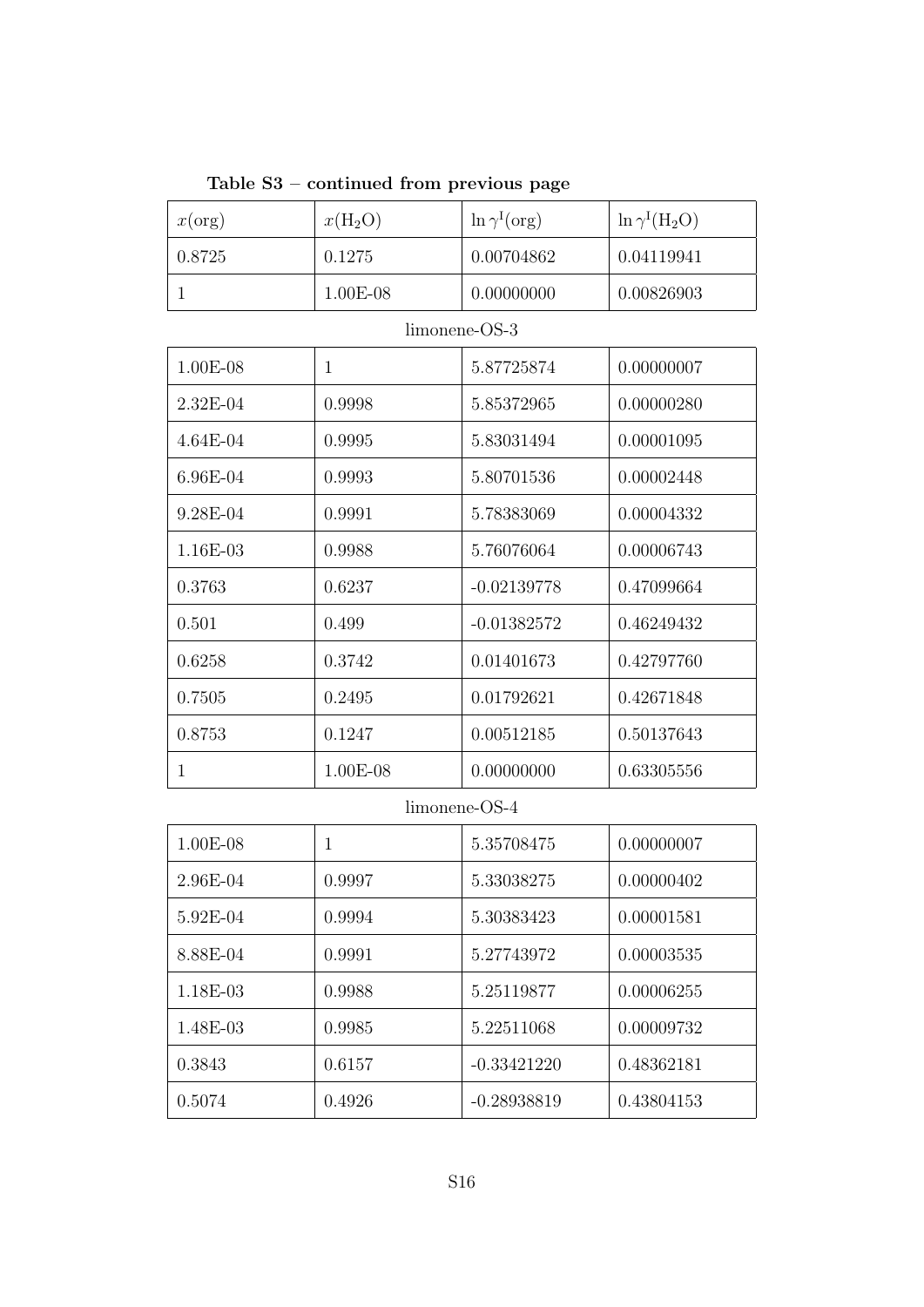**Table S3 – continued from previous page**

| $x(\text{org})$ | $x(H_2O)$ | $\ln \gamma^{I}(\text{org})$ | $\ln \gamma^{I}(H_2O)$ |
|---|---|---|---|
| 0.8725 | 0.1275 | 0.00704862 | 0.04119941 |
| 1 | 1.00E-08 | 0.00000000 | 0.00826903 |
| limonene-OS-3 | | | |
| 1.00E-08 | 1 | 5.87725874 | 0.00000007 |
| 2.32E-04 | 0.9998 | 5.85372965 | 0.00000280 |
| 4.64E-04 | 0.9995 | 5.83031494 | 0.00001095 |
| 6.96E-04 | 0.9993 | 5.80701536 | 0.00002448 |
| 9.28E-04 | 0.9991 | 5.78383069 | 0.00004332 |
| 1.16E-03 | 0.9988 | 5.76076064 | 0.00006743 |
| 0.3763 | 0.6237 | -0.02139778 | 0.47099664 |
| 0.501 | 0.499 | -0.01382572 | 0.46249432 |
| 0.6258 | 0.3742 | 0.01401673 | 0.42797760 |
| 0.7505 | 0.2495 | 0.01792621 | 0.42671848 |
| 0.8753 | 0.1247 | 0.00512185 | 0.50137643 |
| 1 | 1.00E-08 | 0.00000000 | 0.63305556 |
| limonene-OS-4 | | | |
| 1.00E-08 | 1 | 5.35708475 | 0.00000007 |
| 2.96E-04 | 0.9997 | 5.33038275 | 0.00000402 |
| 5.92E-04 | 0.9994 | 5.30383423 | 0.00001581 |
| 8.88E-04 | 0.9991 | 5.27743972 | 0.00003535 |
| 1.18E-03 | 0.9988 | 5.25119877 | 0.00006255 |
| 1.48E-03 | 0.9985 | 5.22511068 | 0.00009732 |
| 0.3843 | 0.6157 | -0.33421220 | 0.48362181 |
| 0.5074 | 0.4926 | -0.28938819 | 0.43804153 |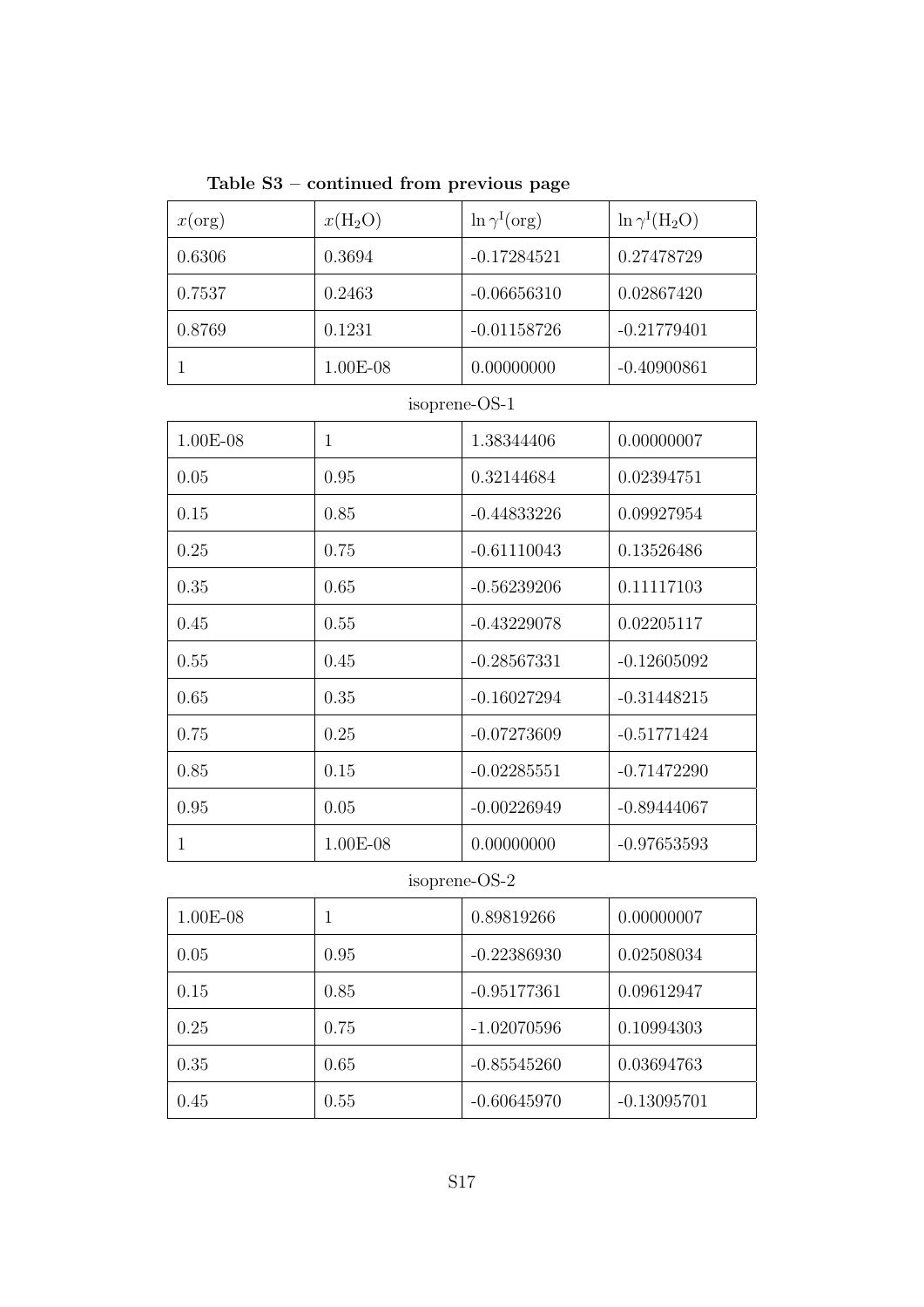**Table S3 – continued from previous page**

| $x(\text{org})$ | $x(\text{H}_2\text{O})$ | $\ln \gamma^{\text{I}}(\text{org})$ | $\ln \gamma^{\text{I}}(\text{H}_2\text{O})$ |
|---|---|---|---|
| 0.6306 | 0.3694 | -0.17284521 | 0.27478729 |
| 0.7537 | 0.2463 | -0.06656310 | 0.02867420 |
| 0.8769 | 0.1231 | -0.01158726 | -0.21779401 |
| 1 | 1.00E-08 | 0.00000000 | -0.40900861 |
| | isoprene-OS-1 | | |
| 1.00E-08 | 1 | 1.38344406 | 0.00000007 |
| 0.05 | 0.95 | 0.32144684 | 0.02394751 |
| 0.15 | 0.85 | -0.44833226 | 0.09927954 |
| 0.25 | 0.75 | -0.61110043 | 0.13526486 |
| 0.35 | 0.65 | -0.56239206 | 0.11117103 |
| 0.45 | 0.55 | -0.43229078 | 0.02205117 |
| 0.55 | 0.45 | -0.28567331 | -0.12605092 |
| 0.65 | 0.35 | -0.16027294 | -0.31448215 |
| 0.75 | 0.25 | -0.07273609 | -0.51771424 |
| 0.85 | 0.15 | -0.02285551 | -0.71472290 |
| 0.95 | 0.05 | -0.00226949 | -0.89444067 |
| 1 | 1.00E-08 | 0.00000000 | -0.97653593 |
| | isoprene-OS-2 | | |
| 1.00E-08 | 1 | 0.89819266 | 0.00000007 |
| 0.05 | 0.95 | -0.22386930 | 0.02508034 |
| 0.15 | 0.85 | -0.95177361 | 0.09612947 |
| 0.25 | 0.75 | -1.02070596 | 0.10994303 |
| 0.35 | 0.65 | -0.85545260 | 0.03694763 |
| 0.45 | 0.55 | -0.60645970 | -0.13095701 |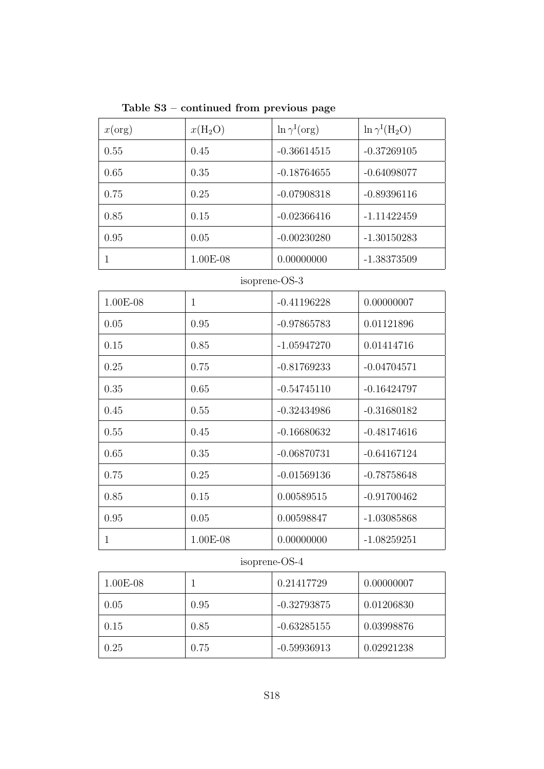**Table S3 – continued from previous page**

| $x(\text{org})$ | $x(H_2O)$ | $\ln \gamma^{\text{I}}(\text{org})$ | $\ln \gamma^{\text{I}}(H_2O)$ |
|---|---|---|---|
| 0.55 | 0.45 | -0.36614515 | -0.37269105 |
| 0.65 | 0.35 | -0.18764655 | -0.64098077 |
| 0.75 | 0.25 | -0.07908318 | -0.89396116 |
| 0.85 | 0.15 | -0.02366416 | -1.11422459 |
| 0.95 | 0.05 | -0.00230280 | -1.30150283 |
| 1 | 1.00E-08 | 0.00000000 | -1.38373509 |
| | isoprene-OS-3 | | |
| 1.00E-08 | 1 | -0.41196228 | 0.00000007 |
| 0.05 | 0.95 | -0.97865783 | 0.01121896 |
| 0.15 | 0.85 | -1.05947270 | 0.01414716 |
| 0.25 | 0.75 | -0.81769233 | -0.04704571 |
| 0.35 | 0.65 | -0.54745110 | -0.16424797 |
| 0.45 | 0.55 | -0.32434986 | -0.31680182 |
| 0.55 | 0.45 | -0.16680632 | -0.48174616 |
| 0.65 | 0.35 | -0.06870731 | -0.64167124 |
| 0.75 | 0.25 | -0.01569136 | -0.78758648 |
| 0.85 | 0.15 | 0.00589515 | -0.91700462 |
| 0.95 | 0.05 | 0.00598847 | -1.03085868 |
| 1 | 1.00E-08 | 0.00000000 | -1.08259251 |
| | isoprene-OS-4 | | |
| 1.00E-08 | 1 | 0.21417729 | 0.00000007 |
| 0.05 | 0.95 | -0.32793875 | 0.01206830 |
| 0.15 | 0.85 | -0.63285155 | 0.03998876 |
| 0.25 | 0.75 | -0.59936913 | 0.02921238 |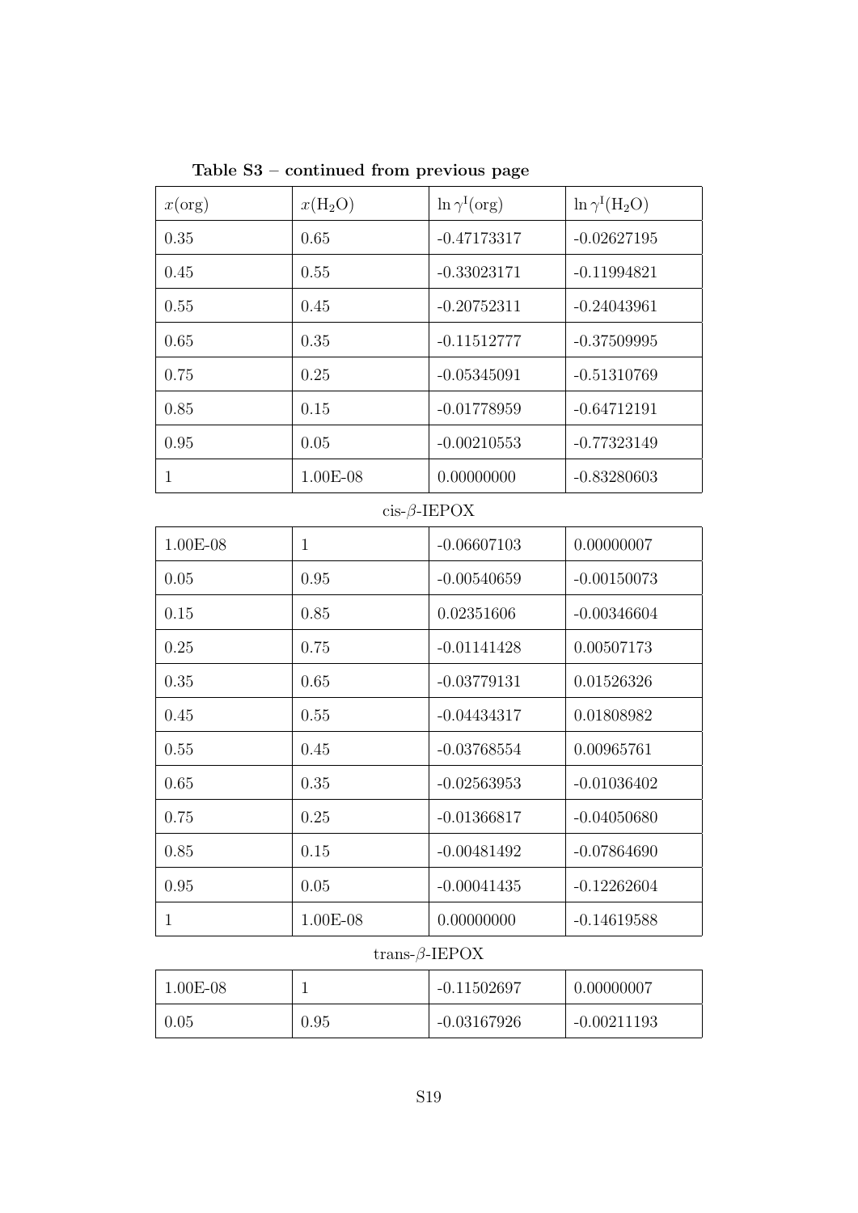**Table S3 – continued from previous page**

| $x(\text{org})$ | $x(H_2O)$ | $\ln \gamma^{\text{I}}(\text{org})$ | $\ln \gamma^{\text{I}}(H_2O)$ |
|---|---|---|---|
| 0.35 | 0.65 | -0.47173317 | -0.02627195 |
| 0.45 | 0.55 | -0.33023171 | -0.11994821 |
| 0.55 | 0.45 | -0.20752311 | -0.24043961 |
| 0.65 | 0.35 | -0.11512777 | -0.37509995 |
| 0.75 | 0.25 | -0.05345091 | -0.51310769 |
| 0.85 | 0.15 | -0.01778959 | -0.64712191 |
| 0.95 | 0.05 | -0.00210553 | -0.77323149 |
| 1 | 1.00E-08 | 0.00000000 | -0.83280603 |
| | cis-$\beta$-IEPOX | | |
| 1.00E-08 | 1 | -0.06607103 | 0.00000007 |
| 0.05 | 0.95 | -0.00540659 | -0.00150073 |
| 0.15 | 0.85 | 0.02351606 | -0.00346604 |
| 0.25 | 0.75 | -0.01141428 | 0.00507173 |
| 0.35 | 0.65 | -0.03779131 | 0.01526326 |
| 0.45 | 0.55 | -0.04434317 | 0.01808982 |
| 0.55 | 0.45 | -0.03768554 | 0.00965761 |
| 0.65 | 0.35 | -0.02563953 | -0.01036402 |
| 0.75 | 0.25 | -0.01366817 | -0.04050680 |
| 0.85 | 0.15 | -0.00481492 | -0.07864690 |
| 0.95 | 0.05 | -0.00041435 | -0.12262604 |
| 1 | 1.00E-08 | 0.00000000 | -0.14619588 |
| | trans-$\beta$-IEPOX | | |
| 1.00E-08 | 1 | -0.11502697 | 0.00000007 |
| 0.05 | 0.95 | -0.03167926 | -0.00211193 |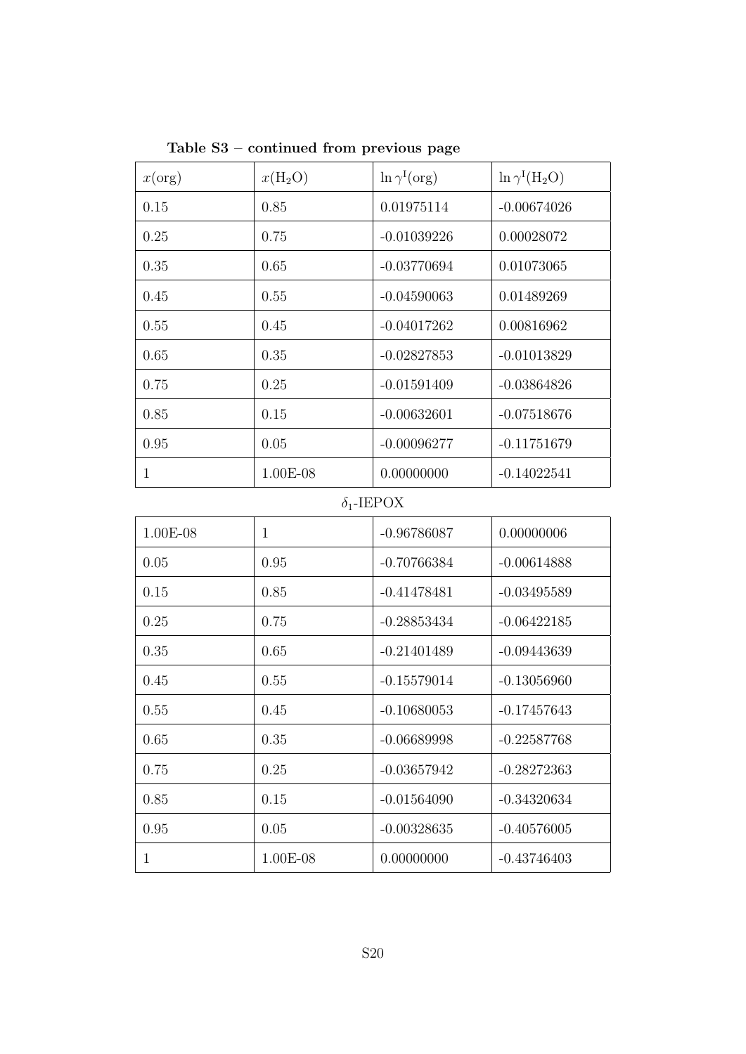**Table S3 – continued from previous page**

| $x$(org) | $x(H_2O)$ | $\ln \gamma^{I}$(org) | $\ln \gamma^{I}(H_2O)$ |
|---|---|---|---|
| 0.15 | 0.85 | 0.01975114 | -0.00674026 |
| 0.25 | 0.75 | -0.01039226 | 0.00028072 |
| 0.35 | 0.65 | -0.03770694 | 0.01073065 |
| 0.45 | 0.55 | -0.04590063 | 0.01489269 |
| 0.55 | 0.45 | -0.04017262 | 0.00816962 |
| 0.65 | 0.35 | -0.02827853 | -0.01013829 |
| 0.75 | 0.25 | -0.01591409 | -0.03864826 |
| 0.85 | 0.15 | -0.00632601 | -0.07518676 |
| 0.95 | 0.05 | -0.00096277 | -0.11751679 |
| 1 | 1.00E-08 | 0.00000000 | -0.14022541 |
| | | $\delta_1$-IEPOX | |
| 1.00E-08 | 1 | -0.96786087 | 0.00000006 |
| 0.05 | 0.95 | -0.70766384 | -0.00614888 |
| 0.15 | 0.85 | -0.41478481 | -0.03495589 |
| 0.25 | 0.75 | -0.28853434 | -0.06422185 |
| 0.35 | 0.65 | -0.21401489 | -0.09443639 |
| 0.45 | 0.55 | -0.15579014 | -0.13056960 |
| 0.55 | 0.45 | -0.10680053 | -0.17457643 |
| 0.65 | 0.35 | -0.06689998 | -0.22587768 |
| 0.75 | 0.25 | -0.03657942 | -0.28272363 |
| 0.85 | 0.15 | -0.01564090 | -0.34320634 |
| 0.95 | 0.05 | -0.00328635 | -0.40576005 |
| 1 | 1.00E-08 | 0.00000000 | -0.43746403 |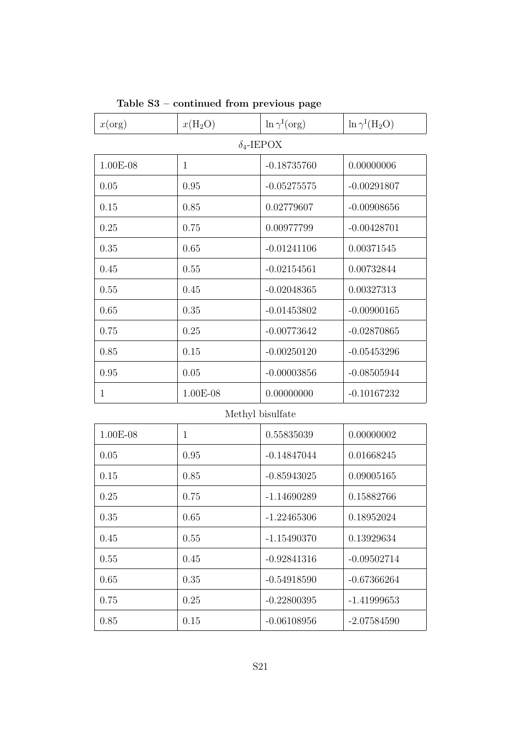**Table S3 – continued from previous page**

| $x(\text{org})$ | $x(H_2O)$ | $\ln \gamma^{\text{I}}(\text{org})$ | $\ln \gamma^{\text{I}}(H_2O)$ |
|---|---|---|---|
| $\delta_4$-IEPOX | | | |
| 1.00E-08 | 1 | -0.18735760 | 0.00000006 |
| 0.05 | 0.95 | -0.05275575 | -0.00291807 |
| 0.15 | 0.85 | 0.02779607 | -0.00908656 |
| 0.25 | 0.75 | 0.00977799 | -0.00428701 |
| 0.35 | 0.65 | -0.01241106 | 0.00371545 |
| 0.45 | 0.55 | -0.02154561 | 0.00732844 |
| 0.55 | 0.45 | -0.02048365 | 0.00327313 |
| 0.65 | 0.35 | -0.01453802 | -0.00900165 |
| 0.75 | 0.25 | -0.00773642 | -0.02870865 |
| 0.85 | 0.15 | -0.00250120 | -0.05453296 |
| 0.95 | 0.05 | -0.00003856 | -0.08505944 |
| 1 | 1.00E-08 | 0.00000000 | -0.10167232 |
| Methyl bisulfate | | | |
| 1.00E-08 | 1 | 0.55835039 | 0.00000002 |
| 0.05 | 0.95 | -0.14847044 | 0.01668245 |
| 0.15 | 0.85 | -0.85943025 | 0.09005165 |
| 0.25 | 0.75 | -1.14690289 | 0.15882766 |
| 0.35 | 0.65 | -1.22465306 | 0.18952024 |
| 0.45 | 0.55 | -1.15490370 | 0.13929634 |
| 0.55 | 0.45 | -0.92841316 | -0.09502714 |
| 0.65 | 0.35 | -0.54918590 | -0.67366264 |
| 0.75 | 0.25 | -0.22800395 | -1.41999653 |
| 0.85 | 0.15 | -0.06108956 | -2.07584590 |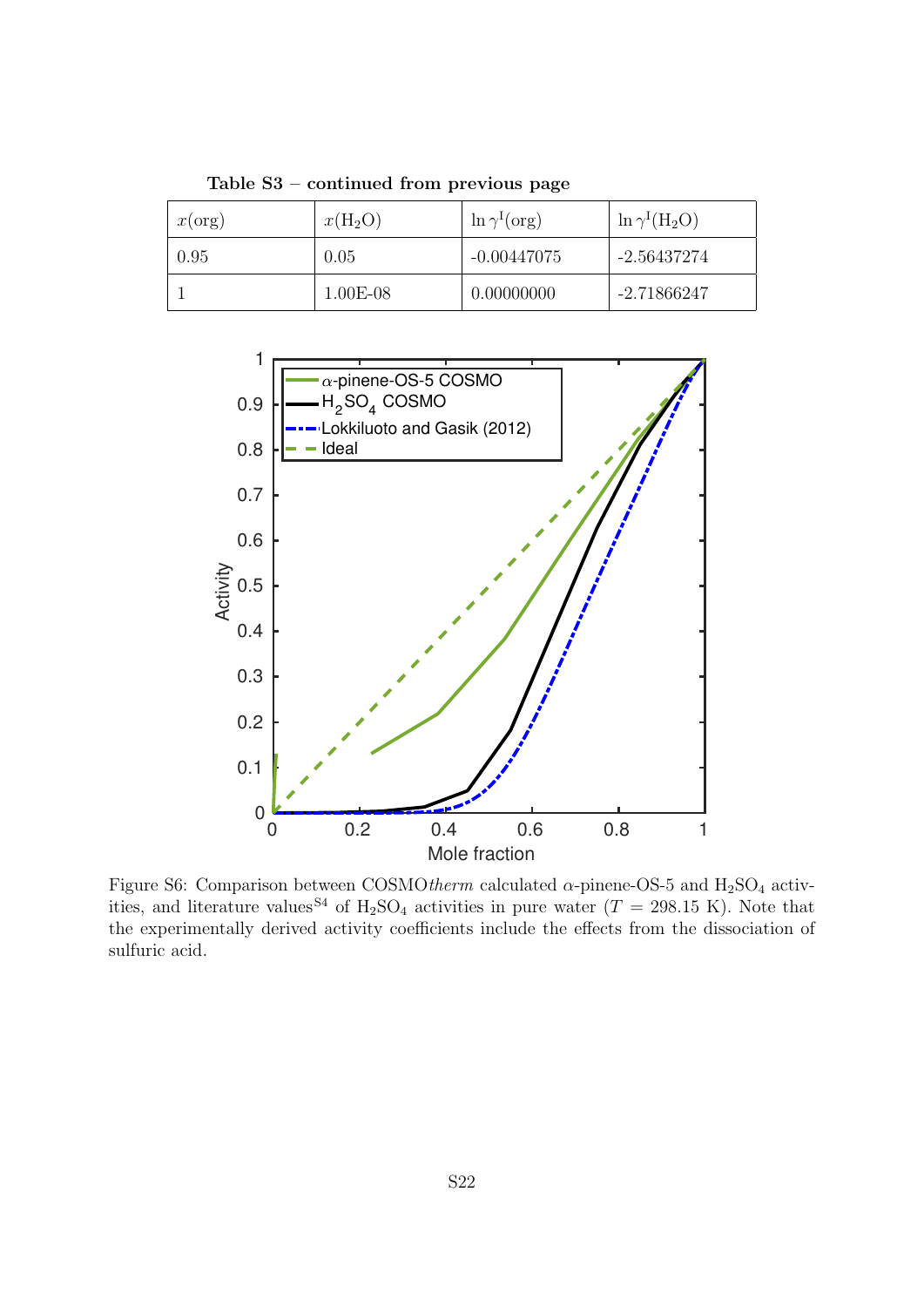**Table S3 – continued from previous page**

| $x$(org) | $x(H_2O)$ | $\ln \gamma^{I}$(org) | $\ln \gamma^{I}(H_2O)$ |
|---|---|---|---|
| 0.95 | 0.05 | -0.00447075 | -2.56437274 |
| 1 | 1.00E-08 | 0.00000000 | -2.71866247 |

Figure S6: Comparison between COSMO*therm* calculated $\alpha$-pinene-OS-5 and $H_2SO_4$ activities, and literature values[S4] of $H_2SO_4$ activities in pure water ($T$ = 298.15 K). Note that the experimentally derived activity coefficients include the effects from the dissociation of sulfuric acid.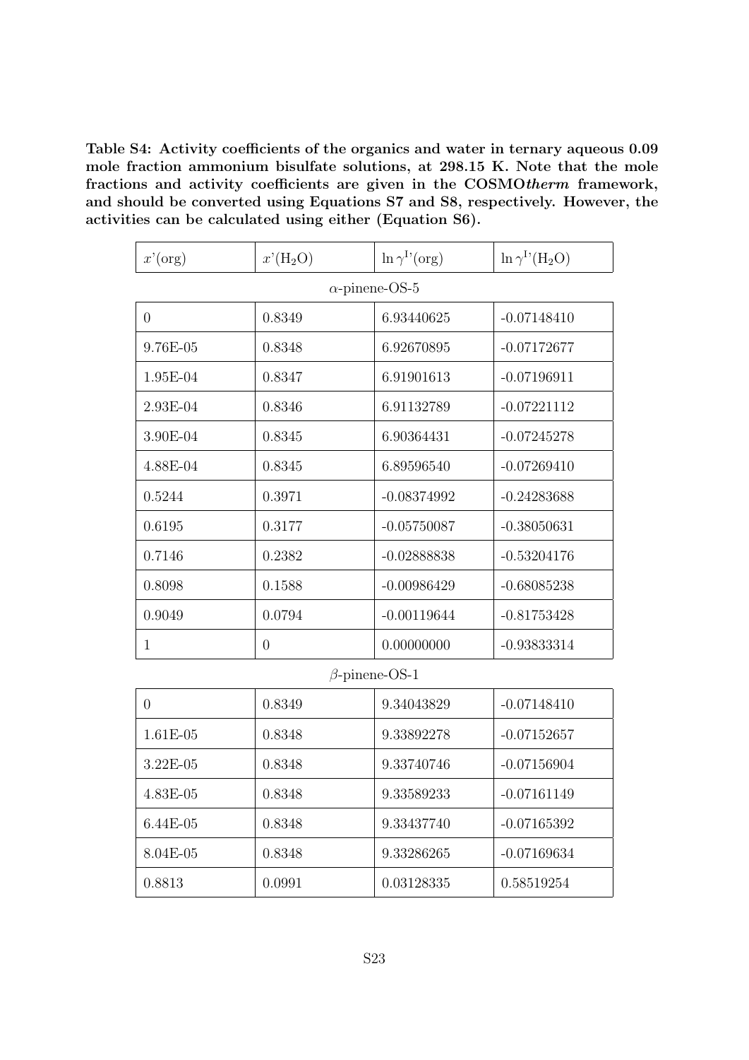**Table S4: Activity coefficients of the organics and water in ternary aqueous 0.09 mole fraction ammonium bisulfate solutions, at 298.15 K. Note that the mole fractions and activity coefficients are given in the COSMO*therm* framework, and should be converted using Equations S7 and S8, respectively. However, the activities can be calculated using either (Equation S6).**

| $x$'(org) | $x$'($H_2O$) | $\ln \gamma^{I'}$(org) | $\ln \gamma^{I'}$($H_2O$) |
|---|---|---|---|
| | $\alpha$-pinene-OS-5 | | |
| 0 | 0.8349 | 6.93440625 | -0.07148410 |
| 9.76E-05 | 0.8348 | 6.92670895 | -0.07172677 |
| 1.95E-04 | 0.8347 | 6.91901613 | -0.07196911 |
| 2.93E-04 | 0.8346 | 6.91132789 | -0.07221112 |
| 3.90E-04 | 0.8345 | 6.90364431 | -0.07245278 |
| 4.88E-04 | 0.8345 | 6.89596540 | -0.07269410 |
| 0.5244 | 0.3971 | -0.08374992 | -0.24283688 |
| 0.6195 | 0.3177 | -0.05750087 | -0.38050631 |
| 0.7146 | 0.2382 | -0.02888838 | -0.53204176 |
| 0.8098 | 0.1588 | -0.00986429 | -0.68085238 |
| 0.9049 | 0.0794 | -0.00119644 | -0.81753428 |
| 1 | 0 | 0.00000000 | -0.93833314 |
| | $\beta$-pinene-OS-1 | | |
| 0 | 0.8349 | 9.34043829 | -0.07148410 |
| 1.61E-05 | 0.8348 | 9.33892278 | -0.07152657 |
| 3.22E-05 | 0.8348 | 9.33740746 | -0.07156904 |
| 4.83E-05 | 0.8348 | 9.33589233 | -0.07161149 |
| 6.44E-05 | 0.8348 | 9.33437740 | -0.07165392 |
| 8.04E-05 | 0.8348 | 9.33286265 | -0.07169634 |
| 0.8813 | 0.0991 | 0.03128335 | 0.58519254 |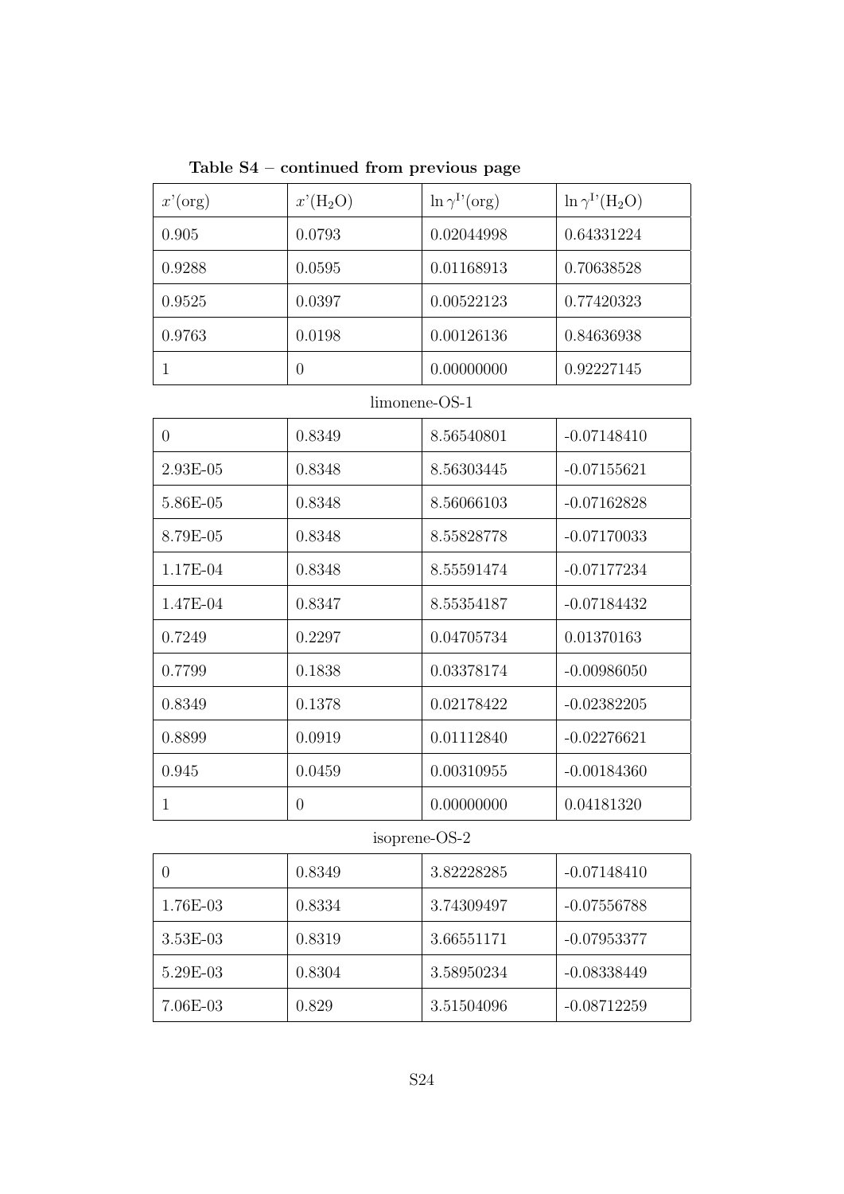**Table S4 – continued from previous page**

| $x$'(org) | $x$'($H_2O$) | $\ln \gamma^{I}$'(org) | $\ln \gamma^{I}$'($H_2O$) |
|---|---|---|---|
| 0.905 | 0.0793 | 0.02044998 | 0.64331224 |
| 0.9288 | 0.0595 | 0.01168913 | 0.70638528 |
| 0.9525 | 0.0397 | 0.00522123 | 0.77420323 |
| 0.9763 | 0.0198 | 0.00126136 | 0.84636938 |
| 1 | 0 | 0.00000000 | 0.92227145 |
| | limonene-OS-1 | | |
| 0 | 0.8349 | 8.56540801 | -0.07148410 |
| 2.93E-05 | 0.8348 | 8.56303445 | -0.07155621 |
| 5.86E-05 | 0.8348 | 8.56066103 | -0.07162828 |
| 8.79E-05 | 0.8348 | 8.55828778 | -0.07170033 |
| 1.17E-04 | 0.8348 | 8.55591474 | -0.07177234 |
| 1.47E-04 | 0.8347 | 8.55354187 | -0.07184432 |
| 0.7249 | 0.2297 | 0.04705734 | 0.01370163 |
| 0.7799 | 0.1838 | 0.03378174 | -0.00986050 |
| 0.8349 | 0.1378 | 0.02178422 | -0.02382205 |
| 0.8899 | 0.0919 | 0.01112840 | -0.02276621 |
| 0.945 | 0.0459 | 0.00310955 | -0.00184360 |
| 1 | 0 | 0.00000000 | 0.04181320 |
| | isoprene-OS-2 | | |
| 0 | 0.8349 | 3.82228285 | -0.07148410 |
| 1.76E-03 | 0.8334 | 3.74309497 | -0.07556788 |
| 3.53E-03 | 0.8319 | 3.66551171 | -0.07953377 |
| 5.29E-03 | 0.8304 | 3.58950234 | -0.08338449 |
| 7.06E-03 | 0.829 | 3.51504096 | -0.08712259 |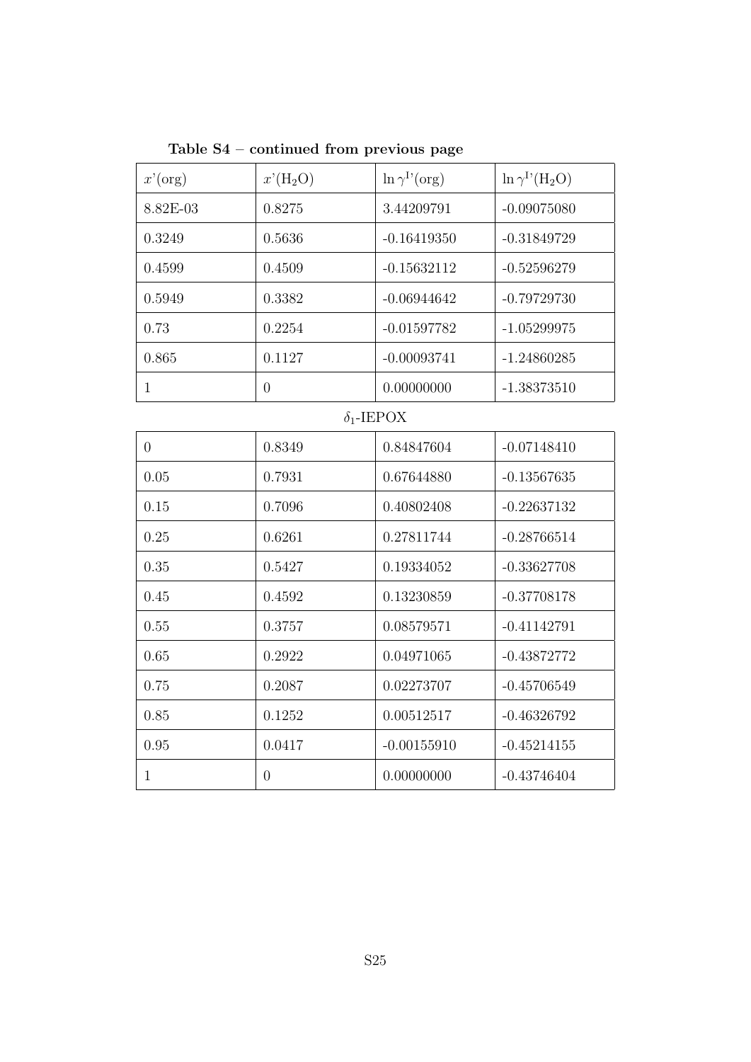**Table S4 – continued from previous page**

| $x'$(org) | $x'$($H_2O$) | $\ln \gamma^{I'}$(org) | $\ln \gamma^{I'}$($H_2O$) |
|---|---|---|---|
| 8.82E-03 | 0.8275 | 3.44209791 | -0.09075080 |
| 0.3249 | 0.5636 | -0.16419350 | -0.31849729 |
| 0.4599 | 0.4509 | -0.15632112 | -0.52596279 |
| 0.5949 | 0.3382 | -0.06944642 | -0.79729730 |
| 0.73 | 0.2254 | -0.01597782 | -1.05299975 |
| 0.865 | 0.1127 | -0.00093741 | -1.24860285 |
| 1 | 0 | 0.00000000 | -1.38373510 |
| $\delta_1$-IEPOX | | | |
| 0 | 0.8349 | 0.84847604 | -0.07148410 |
| 0.05 | 0.7931 | 0.67644880 | -0.13567635 |
| 0.15 | 0.7096 | 0.40802408 | -0.22637132 |
| 0.25 | 0.6261 | 0.27811744 | -0.28766514 |
| 0.35 | 0.5427 | 0.19334052 | -0.33627708 |
| 0.45 | 0.4592 | 0.13230859 | -0.37708178 |
| 0.55 | 0.3757 | 0.08579571 | -0.41142791 |
| 0.65 | 0.2922 | 0.04971065 | -0.43872772 |
| 0.75 | 0.2087 | 0.02273707 | -0.45706549 |
| 0.85 | 0.1252 | 0.00512517 | -0.46326792 |
| 0.95 | 0.0417 | -0.00155910 | -0.45214155 |
| 1 | 0 | 0.00000000 | -0.43746404 |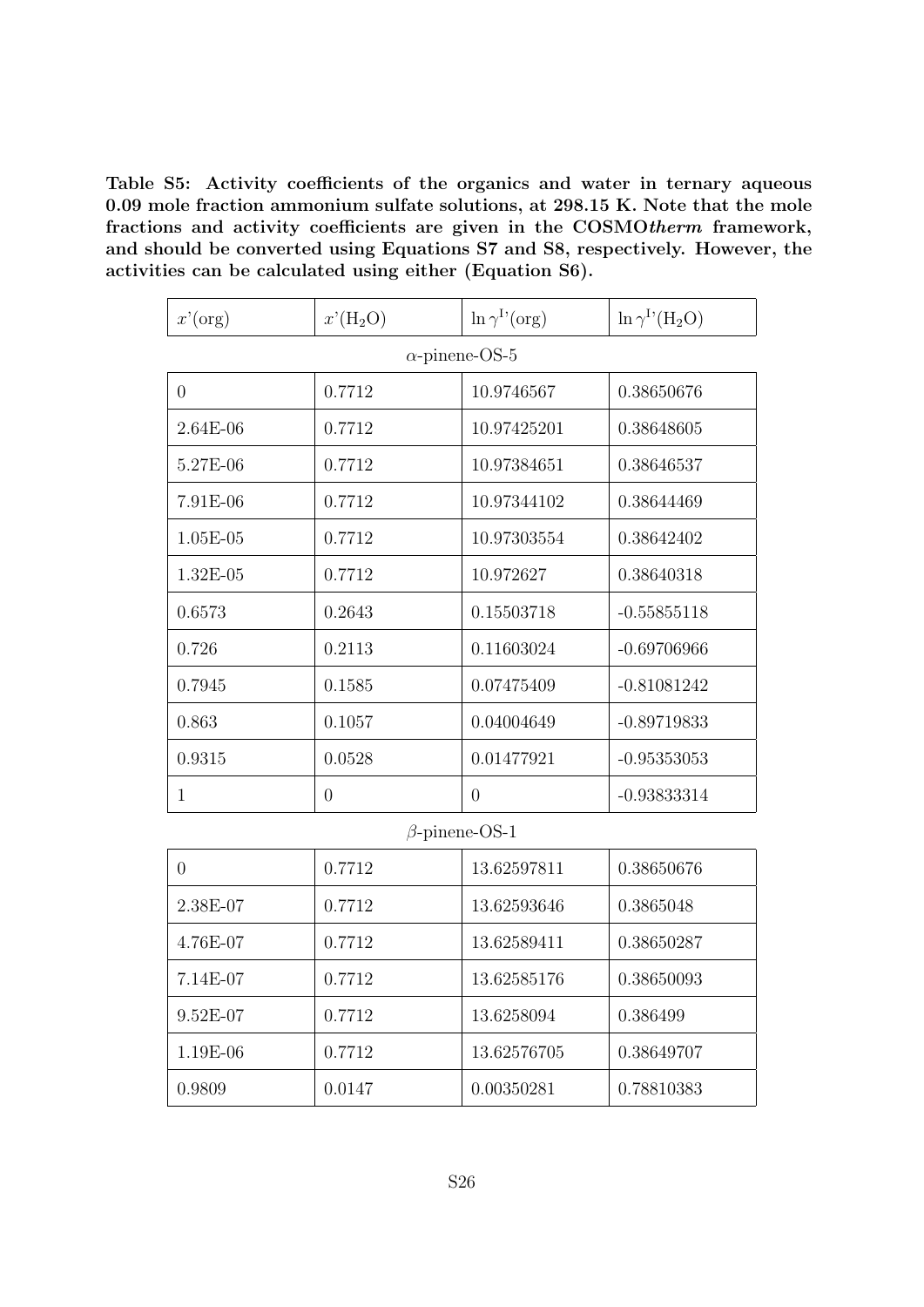**Table S5: Activity coefficients of the organics and water in ternary aqueous 0.09 mole fraction ammonium sulfate solutions, at 298.15 K. Note that the mole fractions and activity coefficients are given in the COSMO*therm* framework, and should be converted using Equations S7 and S8, respectively. However, the activities can be calculated using either (Equation S6).**

| $x$'(org) | $x$'($H_2O$) | $\ln \gamma^{I'}$(org) | $\ln \gamma^{I'}$($H_2O$) |
|---|---|---|---|
| | $\alpha$-pinene-OS-5 | | |
| 0 | 0.7712 | 10.9746567 | 0.38650676 |
| 2.64E-06 | 0.7712 | 10.97425201 | 0.38648605 |
| 5.27E-06 | 0.7712 | 10.97384651 | 0.38646537 |
| 7.91E-06 | 0.7712 | 10.97344102 | 0.38644469 |
| 1.05E-05 | 0.7712 | 10.97303554 | 0.38642402 |
| 1.32E-05 | 0.7712 | 10.972627 | 0.38640318 |
| 0.6573 | 0.2643 | 0.15503718 | -0.55855118 |
| 0.726 | 0.2113 | 0.11603024 | -0.69706966 |
| 0.7945 | 0.1585 | 0.07475409 | -0.81081242 |
| 0.863 | 0.1057 | 0.04004649 | -0.89719833 |
| 0.9315 | 0.0528 | 0.01477921 | -0.95353053 |
| 1 | 0 | 0 | -0.93833314 |
| | $\beta$-pinene-OS-1 | | |
| 0 | 0.7712 | 13.62597811 | 0.38650676 |
| 2.38E-07 | 0.7712 | 13.62593646 | 0.3865048 |
| 4.76E-07 | 0.7712 | 13.62589411 | 0.38650287 |
| 7.14E-07 | 0.7712 | 13.62585176 | 0.38650093 |
| 9.52E-07 | 0.7712 | 13.6258094 | 0.386499 |
| 1.19E-06 | 0.7712 | 13.62576705 | 0.38649707 |
| 0.9809 | 0.0147 | 0.00350281 | 0.78810383 |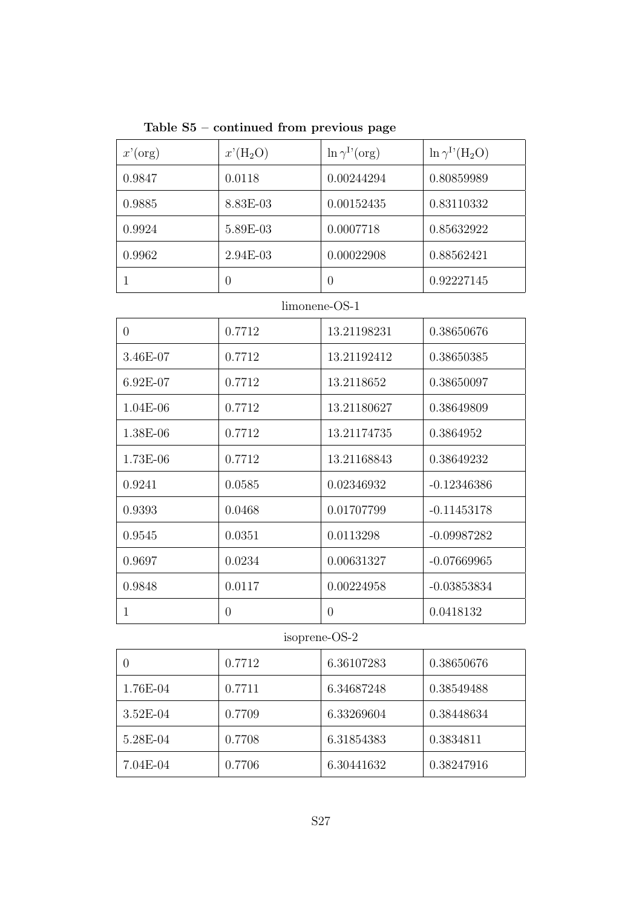**Table S5 – continued from previous page**

| $x$'(org) | $x$'($H_2O$) | $\ln \gamma^{I'}$(org) | $\ln \gamma^{I'}$($H_2O$) |
|---|---|---|---|
| 0.9847 | 0.0118 | 0.00244294 | 0.80859989 |
| 0.9885 | 8.83E-03 | 0.00152435 | 0.83110332 |
| 0.9924 | 5.89E-03 | 0.0007718 | 0.85632922 |
| 0.9962 | 2.94E-03 | 0.00022908 | 0.88562421 |
| 1 | 0 | 0 | 0.92227145 |
| limonene-OS-1 | | | |
| 0 | 0.7712 | 13.21198231 | 0.38650676 |
| 3.46E-07 | 0.7712 | 13.21192412 | 0.38650385 |
| 6.92E-07 | 0.7712 | 13.2118652 | 0.38650097 |
| 1.04E-06 | 0.7712 | 13.21180627 | 0.38649809 |
| 1.38E-06 | 0.7712 | 13.21174735 | 0.3864952 |
| 1.73E-06 | 0.7712 | 13.21168843 | 0.38649232 |
| 0.9241 | 0.0585 | 0.02346932 | -0.12346386 |
| 0.9393 | 0.0468 | 0.01707799 | -0.11453178 |
| 0.9545 | 0.0351 | 0.0113298 | -0.09987282 |
| 0.9697 | 0.0234 | 0.00631327 | -0.07669965 |
| 0.9848 | 0.0117 | 0.00224958 | -0.03853834 |
| 1 | 0 | 0 | 0.0418132 |
| isoprene-OS-2 | | | |
| 0 | 0.7712 | 6.36107283 | 0.38650676 |
| 1.76E-04 | 0.7711 | 6.34687248 | 0.38549488 |
| 3.52E-04 | 0.7709 | 6.33269604 | 0.38448634 |
| 5.28E-04 | 0.7708 | 6.31854383 | 0.3834811 |
| 7.04E-04 | 0.7706 | 6.30441632 | 0.38247916 |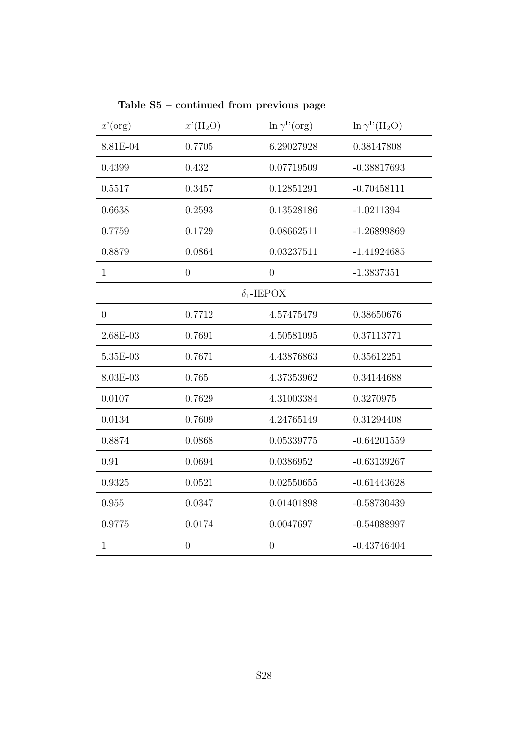**Table S5 – continued from previous page**

| $x$'(org) | $x$'($H_2O$) | $\ln \gamma^{I'}$(org) | $\ln \gamma^{I'}$($H_2O$) |
|---|---|---|---|
| 8.81E-04 | 0.7705 | 6.29027928 | 0.38147808 |
| 0.4399 | 0.432 | 0.07719509 | -0.38817693 |
| 0.5517 | 0.3457 | 0.12851291 | -0.70458111 |
| 0.6638 | 0.2593 | 0.13528186 | -1.0211394 |
| 0.7759 | 0.1729 | 0.08662511 | -1.26899869 |
| 0.8879 | 0.0864 | 0.03237511 | -1.41924685 |
| 1 | 0 | 0 | -1.3837351 |
| | $\delta_1$-IEPOX | | |
| 0 | 0.7712 | 4.57475479 | 0.38650676 |
| 2.68E-03 | 0.7691 | 4.50581095 | 0.37113771 |
| 5.35E-03 | 0.7671 | 4.43876863 | 0.35612251 |
| 8.03E-03 | 0.765 | 4.37353962 | 0.34144688 |
| 0.0107 | 0.7629 | 4.31003384 | 0.3270975 |
| 0.0134 | 0.7609 | 4.24765149 | 0.31294408 |
| 0.8874 | 0.0868 | 0.05339775 | -0.64201559 |
| 0.91 | 0.0694 | 0.0386952 | -0.63139267 |
| 0.9325 | 0.0521 | 0.02550655 | -0.61443628 |
| 0.955 | 0.0347 | 0.01401898 | -0.58730439 |
| 0.9775 | 0.0174 | 0.0047697 | -0.54088997 |
| 1 | 0 | 0 | -0.43746404 |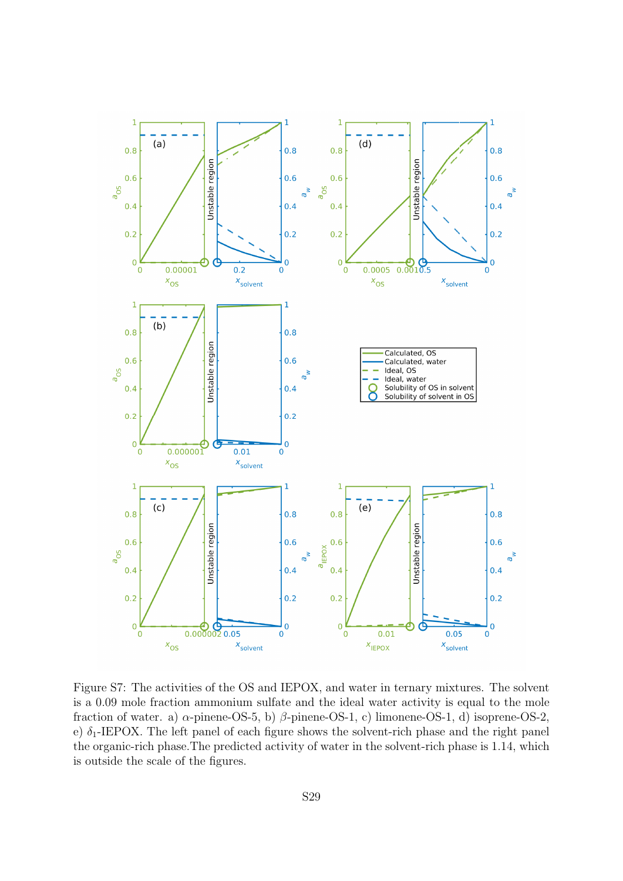Figure S7: The activities of the OS and IEPOX, and water in ternary mixtures. The solvent is a 0.09 mole fraction ammonium sulfate and the ideal water activity is equal to the mole fraction of water. a) $\alpha$-pinene-OS-5, b) $\beta$-pinene-OS-1, c) limonene-OS-1, d) isoprene-OS-2, e) $\delta_1$-IEPOX. The left panel of each figure shows the solvent-rich phase and the right panel the organic-rich phase.The predicted activity of water in the solvent-rich phase is 1.14, which is outside the scale of the figures.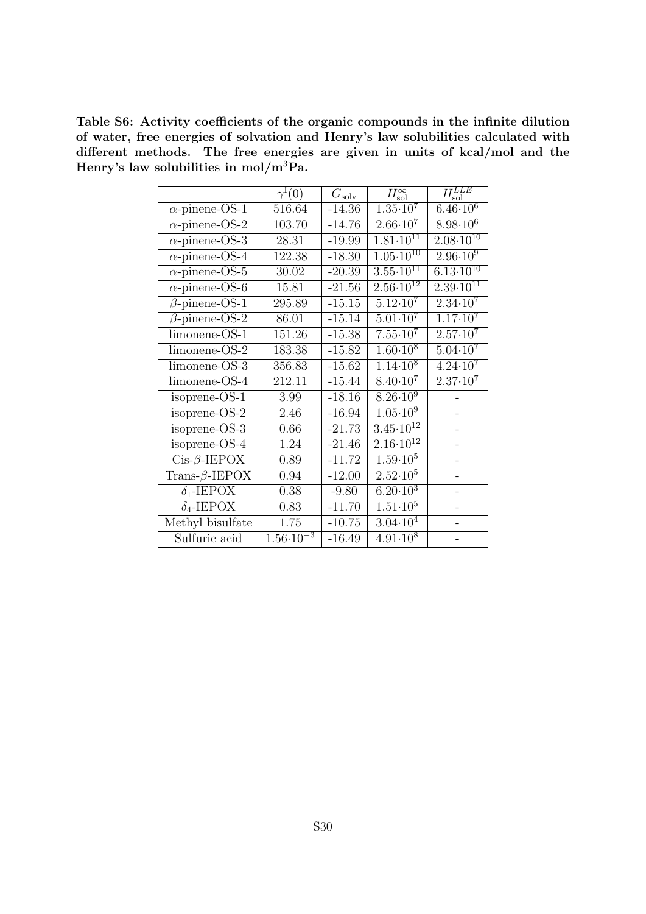**Table S6: Activity coefficients of the organic compounds in the infinite dilution of water, free energies of solvation and Henry's law solubilities calculated with different methods. The free energies are given in units of kcal/mol and the Henry's law solubilities in mol/m$^3$Pa.**

| | $\gamma^{\mathrm{I}}(0)$ | $G_{\mathrm{solv}}$ | $H_{\mathrm{sol}}^{\infty}$ | $H_{\mathrm{sol}}^{LLE}$ |
|---|---|---|---|---|
| $\alpha$-pinene-OS-1 | 516.64 | -14.36 | $1.35 \cdot 10^{7}$ | $6.46 \cdot 10^{6}$ |
| $\alpha$-pinene-OS-2 | 103.70 | -14.76 | $2.66 \cdot 10^{7}$ | $8.98 \cdot 10^{6}$ |
| $\alpha$-pinene-OS-3 | 28.31 | -19.99 | $1.81 \cdot 10^{11}$ | $2.08 \cdot 10^{10}$ |
| $\alpha$-pinene-OS-4 | 122.38 | -18.30 | $1.05 \cdot 10^{10}$ | $2.96 \cdot 10^{9}$ |
| $\alpha$-pinene-OS-5 | 30.02 | -20.39 | $3.55 \cdot 10^{11}$ | $6.13 \cdot 10^{10}$ |
| $\alpha$-pinene-OS-6 | 15.81 | -21.56 | $2.56 \cdot 10^{12}$ | $2.39 \cdot 10^{11}$ |
| $\beta$-pinene-OS-1 | 295.89 | -15.15 | $5.12 \cdot 10^{7}$ | $2.34 \cdot 10^{7}$ |
| $\beta$-pinene-OS-2 | 86.01 | -15.14 | $5.01 \cdot 10^{7}$ | $1.17 \cdot 10^{7}$ |
| limonene-OS-1 | 151.26 | -15.38 | $7.55 \cdot 10^{7}$ | $2.57 \cdot 10^{7}$ |
| limonene-OS-2 | 183.38 | -15.82 | $1.60 \cdot 10^{8}$ | $5.04 \cdot 10^{7}$ |
| limonene-OS-3 | 356.83 | -15.62 | $1.14 \cdot 10^{8}$ | $4.24 \cdot 10^{7}$ |
| limonene-OS-4 | 212.11 | -15.44 | $8.40 \cdot 10^{7}$ | $2.37 \cdot 10^{7}$ |
| isoprene-OS-1 | 3.99 | -18.16 | $8.26 \cdot 10^{9}$ | - |
| isoprene-OS-2 | 2.46 | -16.94 | $1.05 \cdot 10^{9}$ | - |
| isoprene-OS-3 | 0.66 | -21.73 | $3.45 \cdot 10^{12}$ | - |
| isoprene-OS-4 | 1.24 | -21.46 | $2.16 \cdot 10^{12}$ | - |
| Cis-$\beta$-IEPOX | 0.89 | -11.72 | $1.59 \cdot 10^{5}$ | - |
| Trans-$\beta$-IEPOX | 0.94 | -12.00 | $2.52 \cdot 10^{5}$ | - |
| $\delta_1$-IEPOX | 0.38 | -9.80 | $6.20 \cdot 10^{3}$ | - |
| $\delta_4$-IEPOX | 0.83 | -11.70 | $1.51 \cdot 10^{5}$ | - |
| Methyl bisulfate | 1.75 | -10.75 | $3.04 \cdot 10^{4}$ | - |
| Sulfuric acid | $1.56 \cdot 10^{-3}$ | -16.49 | $4.91 \cdot 10^{8}$ | - |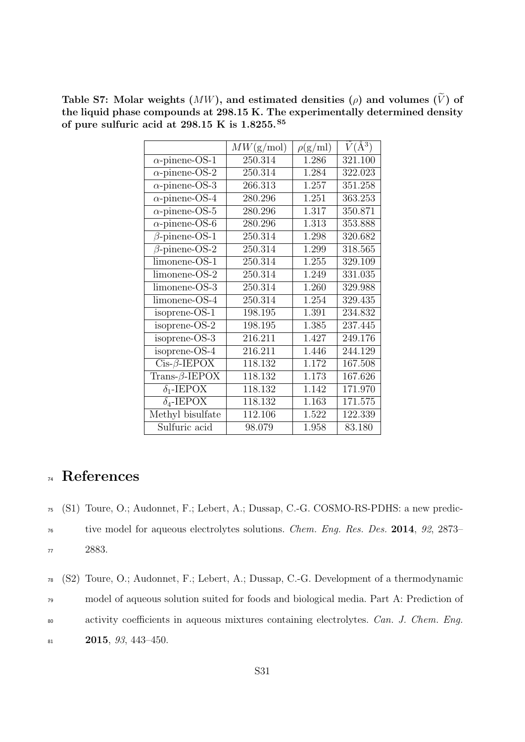**Table S7: Molar weights ($MW$), and estimated densities ($\rho$) and volumes ($\widetilde{V}$) of the liquid phase compounds at 298.15 K. The experimentally determined density of pure sulfuric acid at 298.15 K is 1.8255.[S5]**

| | $MW$(g/mol) | $\rho$(g/ml) | $\widetilde{V}$(Å$^3$) |
|---|---|---|---|
| $\alpha$-pinene-OS-1 | 250.314 | 1.286 | 321.100 |
| $\alpha$-pinene-OS-2 | 250.314 | 1.284 | 322.023 |
| $\alpha$-pinene-OS-3 | 266.313 | 1.257 | 351.258 |
| $\alpha$-pinene-OS-4 | 280.296 | 1.251 | 363.253 |
| $\alpha$-pinene-OS-5 | 280.296 | 1.317 | 350.871 |
| $\alpha$-pinene-OS-6 | 280.296 | 1.313 | 353.888 |
| $\beta$-pinene-OS-1 | 250.314 | 1.298 | 320.682 |
| $\beta$-pinene-OS-2 | 250.314 | 1.299 | 318.565 |
| limonene-OS-1 | 250.314 | 1.255 | 329.109 |
| limonene-OS-2 | 250.314 | 1.249 | 331.035 |
| limonene-OS-3 | 250.314 | 1.260 | 329.988 |
| limonene-OS-4 | 250.314 | 1.254 | 329.435 |
| isoprene-OS-1 | 198.195 | 1.391 | 234.832 |
| isoprene-OS-2 | 198.195 | 1.385 | 237.445 |
| isoprene-OS-3 | 216.211 | 1.427 | 249.176 |
| isoprene-OS-4 | 216.211 | 1.446 | 244.129 |
| Cis-$\beta$-IEPOX | 118.132 | 1.172 | 167.508 |
| Trans-$\beta$-IEPOX | 118.132 | 1.173 | 167.626 |
| $\delta_1$-IEPOX | 118.132 | 1.142 | 171.970 |
| $\delta_4$-IEPOX | 118.132 | 1.163 | 171.575 |
| Methyl bisulfate | 112.106 | 1.522 | 122.339 |
| Sulfuric acid | 98.079 | 1.958 | 83.180 |

# References

(S1) Toure, O.; Audonnet, F.; Lebert, A.; Dussap, C.-G. COSMO-RS-PDHS: a new predictive model for aqueous electrolytes solutions. *Chem. Eng. Res. Des.* **2014**, *92*, 2873–2883.

(S2) Toure, O.; Audonnet, F.; Lebert, A.; Dussap, C.-G. Development of a thermodynamic model of aqueous solution suited for foods and biological media. Part A: Prediction of activity coefficients in aqueous mixtures containing electrolytes. *Can. J. Chem. Eng.* **2015**, *93*, 443–450.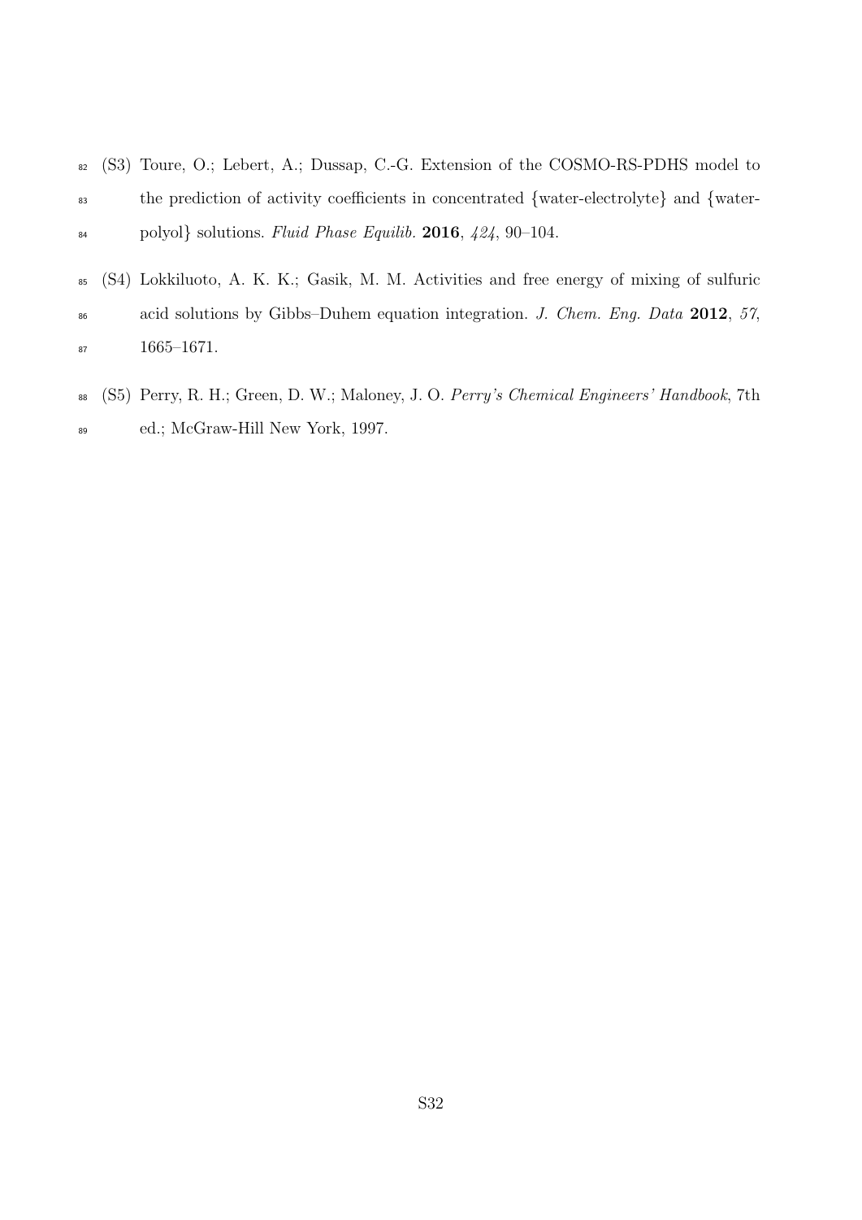(S3) Toure, O.; Lebert, A.; Dussap, C.-G. Extension of the COSMO-RS-PDHS model to the prediction of activity coefficients in concentrated {water-electrolyte} and {water-polyol} solutions. *Fluid Phase Equilib.* **2016**, *424*, 90–104.

(S4) Lokkiluoto, A. K. K.; Gasik, M. M. Activities and free energy of mixing of sulfuric acid solutions by Gibbs–Duhem equation integration. *J. Chem. Eng. Data* **2012**, *57*, 1665–1671.

(S5) Perry, R. H.; Green, D. W.; Maloney, J. O. *Perry's Chemical Engineers' Handbook*, 7th ed.; McGraw-Hill New York, 1997.